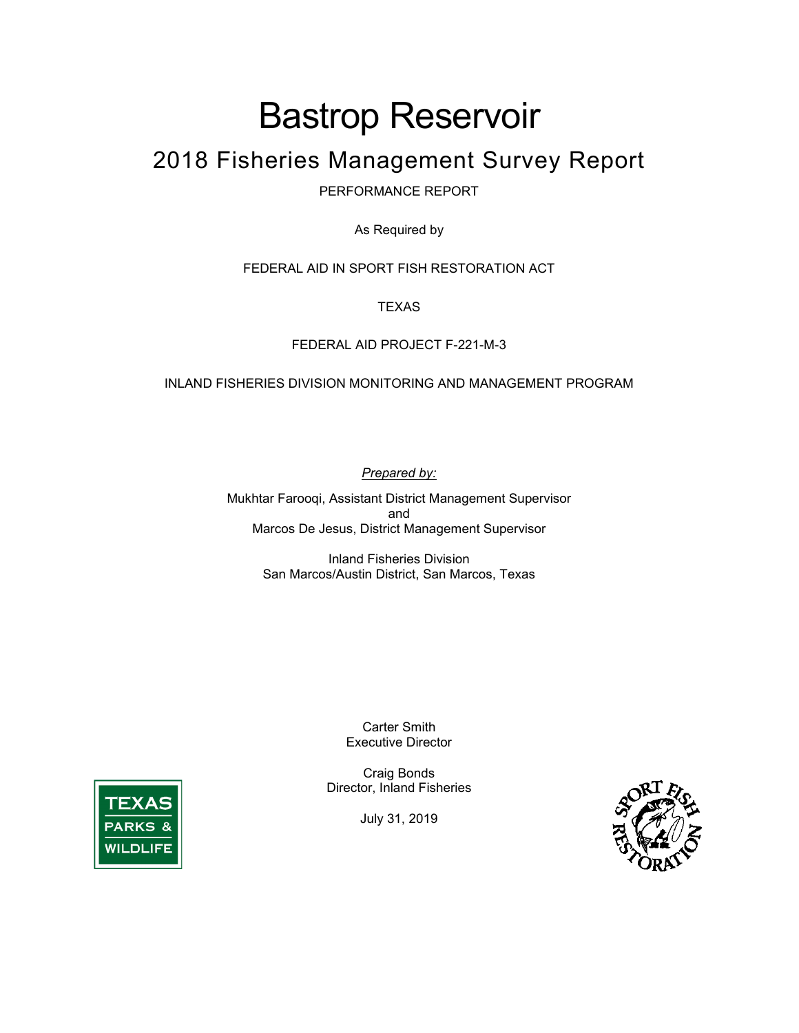# Bastrop Reservoir

## 2018 Fisheries Management Survey Report

PERFORMANCE REPORT

As Required by

FEDERAL AID IN SPORT FISH RESTORATION ACT

TEXAS

FEDERAL AID PROJECT F-221-M-3

INLAND FISHERIES DIVISION MONITORING AND MANAGEMENT PROGRAM

*Prepared by:*

Mukhtar Farooqi, Assistant District Management Supervisor
and
Marcos De Jesus, District Management Supervisor

Inland Fisheries Division
San Marcos/Austin District, San Marcos, Texas

Carter Smith
Executive Director

Craig Bonds
Director, Inland Fisheries

July 31, 2019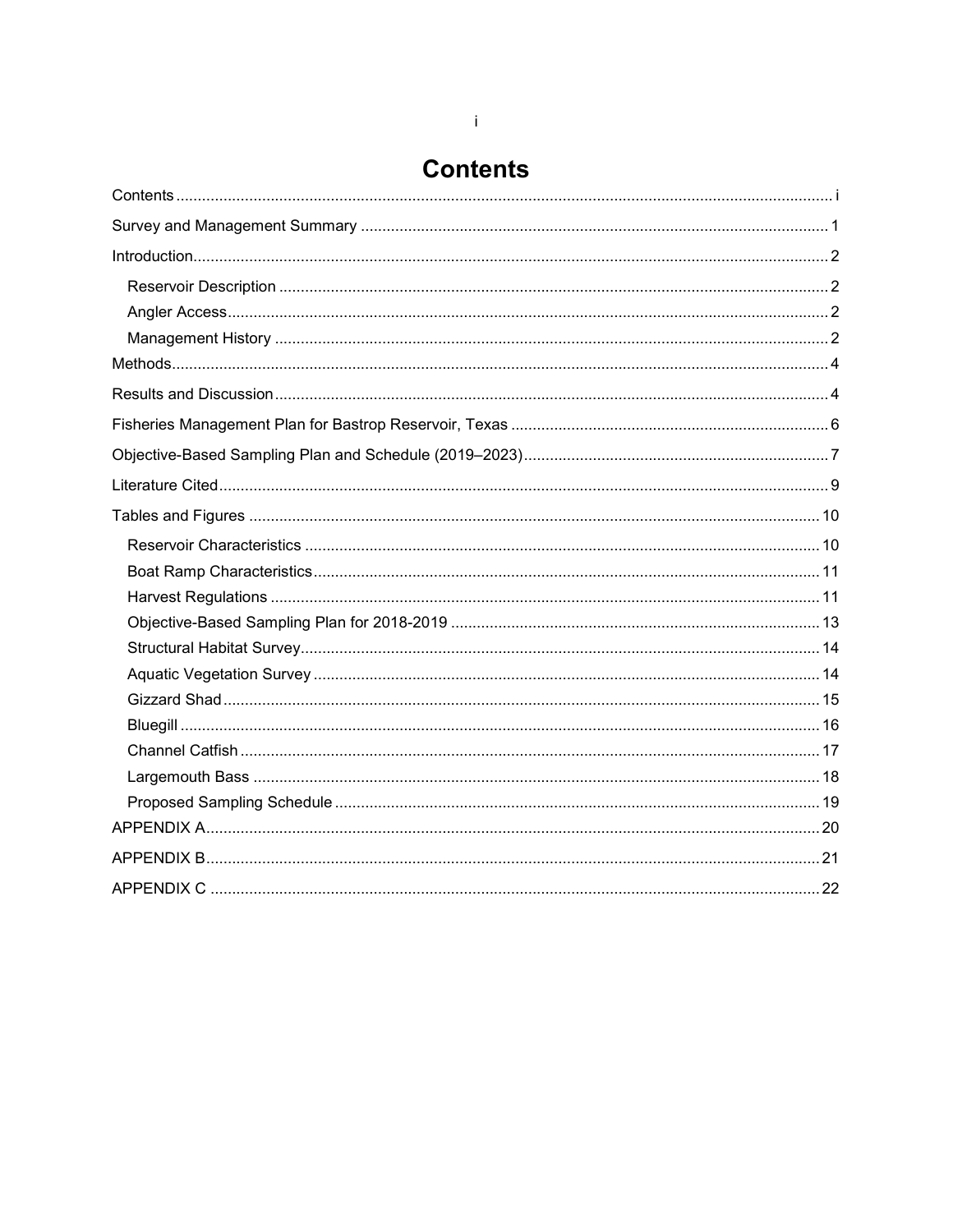# Contents

Contents ..... i

Survey and Management Summary ..... 1

Introduction ..... 2

- Reservoir Description ..... 2
- Angler Access ..... 2
- Management History ..... 2

Methods ..... 4

Results and Discussion ..... 4

Fisheries Management Plan for Bastrop Reservoir, Texas ..... 6

Objective-Based Sampling Plan and Schedule (2019–2023) ..... 7

Literature Cited ..... 9

Tables and Figures ..... 10

- Reservoir Characteristics ..... 10
- Boat Ramp Characteristics ..... 11
- Harvest Regulations ..... 11
- Objective-Based Sampling Plan for 2018-2019 ..... 13
- Structural Habitat Survey ..... 14
- Aquatic Vegetation Survey ..... 14
- Gizzard Shad ..... 15
- Bluegill ..... 16
- Channel Catfish ..... 17
- Largemouth Bass ..... 18
- Proposed Sampling Schedule ..... 19

APPENDIX A ..... 20

APPENDIX B ..... 21

APPENDIX C ..... 22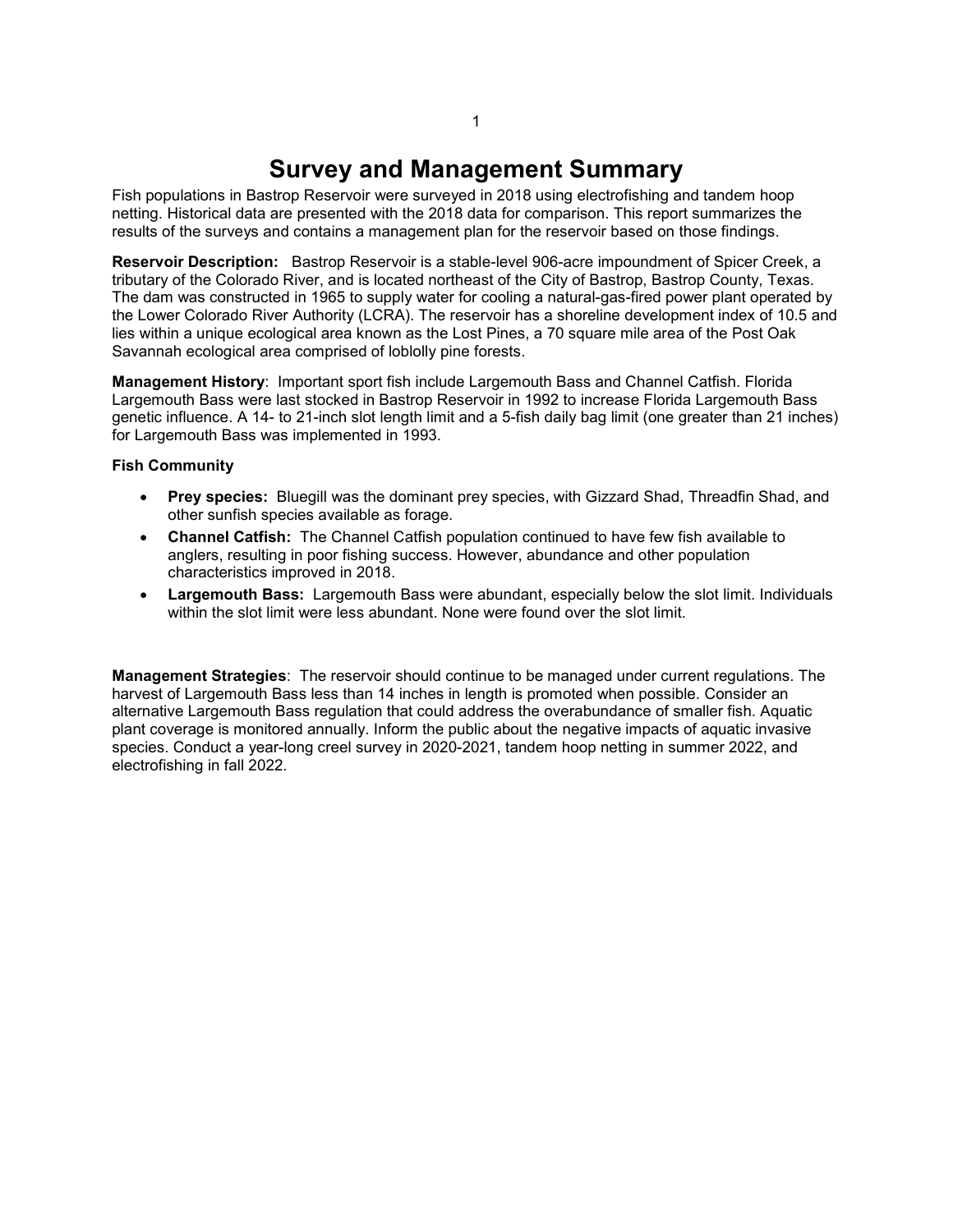# Survey and Management Summary

Fish populations in Bastrop Reservoir were surveyed in 2018 using electrofishing and tandem hoop netting. Historical data are presented with the 2018 data for comparison. This report summarizes the results of the surveys and contains a management plan for the reservoir based on those findings.

**Reservoir Description:** Bastrop Reservoir is a stable-level 906-acre impoundment of Spicer Creek, a tributary of the Colorado River, and is located northeast of the City of Bastrop, Bastrop County, Texas. The dam was constructed in 1965 to supply water for cooling a natural-gas-fired power plant operated by the Lower Colorado River Authority (LCRA). The reservoir has a shoreline development index of 10.5 and lies within a unique ecological area known as the Lost Pines, a 70 square mile area of the Post Oak Savannah ecological area comprised of loblolly pine forests.

**Management History**: Important sport fish include Largemouth Bass and Channel Catfish. Florida Largemouth Bass were last stocked in Bastrop Reservoir in 1992 to increase Florida Largemouth Bass genetic influence. A 14- to 21-inch slot length limit and a 5-fish daily bag limit (one greater than 21 inches) for Largemouth Bass was implemented in 1993.

**Fish Community**

- **Prey species:** Bluegill was the dominant prey species, with Gizzard Shad, Threadfin Shad, and other sunfish species available as forage.
- **Channel Catfish:** The Channel Catfish population continued to have few fish available to anglers, resulting in poor fishing success. However, abundance and other population characteristics improved in 2018.
- **Largemouth Bass:** Largemouth Bass were abundant, especially below the slot limit. Individuals within the slot limit were less abundant. None were found over the slot limit.

**Management Strategies**: The reservoir should continue to be managed under current regulations. The harvest of Largemouth Bass less than 14 inches in length is promoted when possible. Consider an alternative Largemouth Bass regulation that could address the overabundance of smaller fish. Aquatic plant coverage is monitored annually. Inform the public about the negative impacts of aquatic invasive species. Conduct a year-long creel survey in 2020-2021, tandem hoop netting in summer 2022, and electrofishing in fall 2022.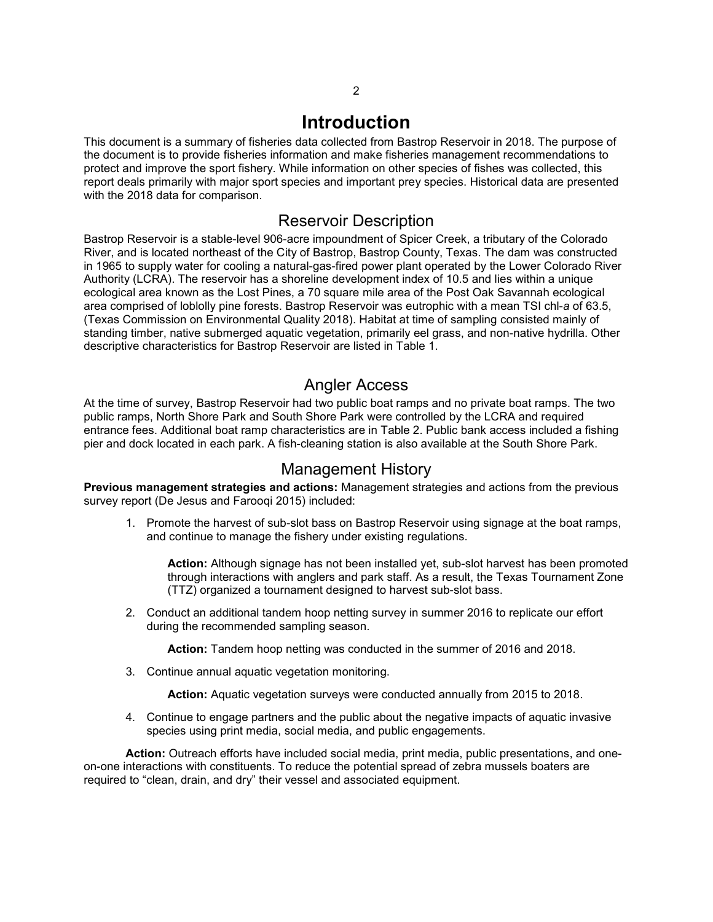# Introduction

This document is a summary of fisheries data collected from Bastrop Reservoir in 2018. The purpose of the document is to provide fisheries information and make fisheries management recommendations to protect and improve the sport fishery. While information on other species of fishes was collected, this report deals primarily with major sport species and important prey species. Historical data are presented with the 2018 data for comparison.

## Reservoir Description

Bastrop Reservoir is a stable-level 906-acre impoundment of Spicer Creek, a tributary of the Colorado River, and is located northeast of the City of Bastrop, Bastrop County, Texas. The dam was constructed in 1965 to supply water for cooling a natural-gas-fired power plant operated by the Lower Colorado River Authority (LCRA). The reservoir has a shoreline development index of 10.5 and lies within a unique ecological area known as the Lost Pines, a 70 square mile area of the Post Oak Savannah ecological area comprised of loblolly pine forests. Bastrop Reservoir was eutrophic with a mean TSI chl-*a* of 63.5, (Texas Commission on Environmental Quality 2018). Habitat at time of sampling consisted mainly of standing timber, native submerged aquatic vegetation, primarily eel grass, and non-native hydrilla. Other descriptive characteristics for Bastrop Reservoir are listed in Table 1.

## Angler Access

At the time of survey, Bastrop Reservoir had two public boat ramps and no private boat ramps. The two public ramps, North Shore Park and South Shore Park were controlled by the LCRA and required entrance fees. Additional boat ramp characteristics are in Table 2. Public bank access included a fishing pier and dock located in each park. A fish-cleaning station is also available at the South Shore Park.

## Management History

**Previous management strategies and actions:** Management strategies and actions from the previous survey report (De Jesus and Farooqi 2015) included:

1. Promote the harvest of sub-slot bass on Bastrop Reservoir using signage at the boat ramps, and continue to manage the fishery under existing regulations.

   **Action:** Although signage has not been installed yet, sub-slot harvest has been promoted through interactions with anglers and park staff. As a result, the Texas Tournament Zone (TTZ) organized a tournament designed to harvest sub-slot bass.

2. Conduct an additional tandem hoop netting survey in summer 2016 to replicate our effort during the recommended sampling season.

   **Action:** Tandem hoop netting was conducted in the summer of 2016 and 2018.

3. Continue annual aquatic vegetation monitoring.

   **Action:** Aquatic vegetation surveys were conducted annually from 2015 to 2018.

4. Continue to engage partners and the public about the negative impacts of aquatic invasive species using print media, social media, and public engagements.

**Action:** Outreach efforts have included social media, print media, public presentations, and one-on-one interactions with constituents. To reduce the potential spread of zebra mussels boaters are required to "clean, drain, and dry" their vessel and associated equipment.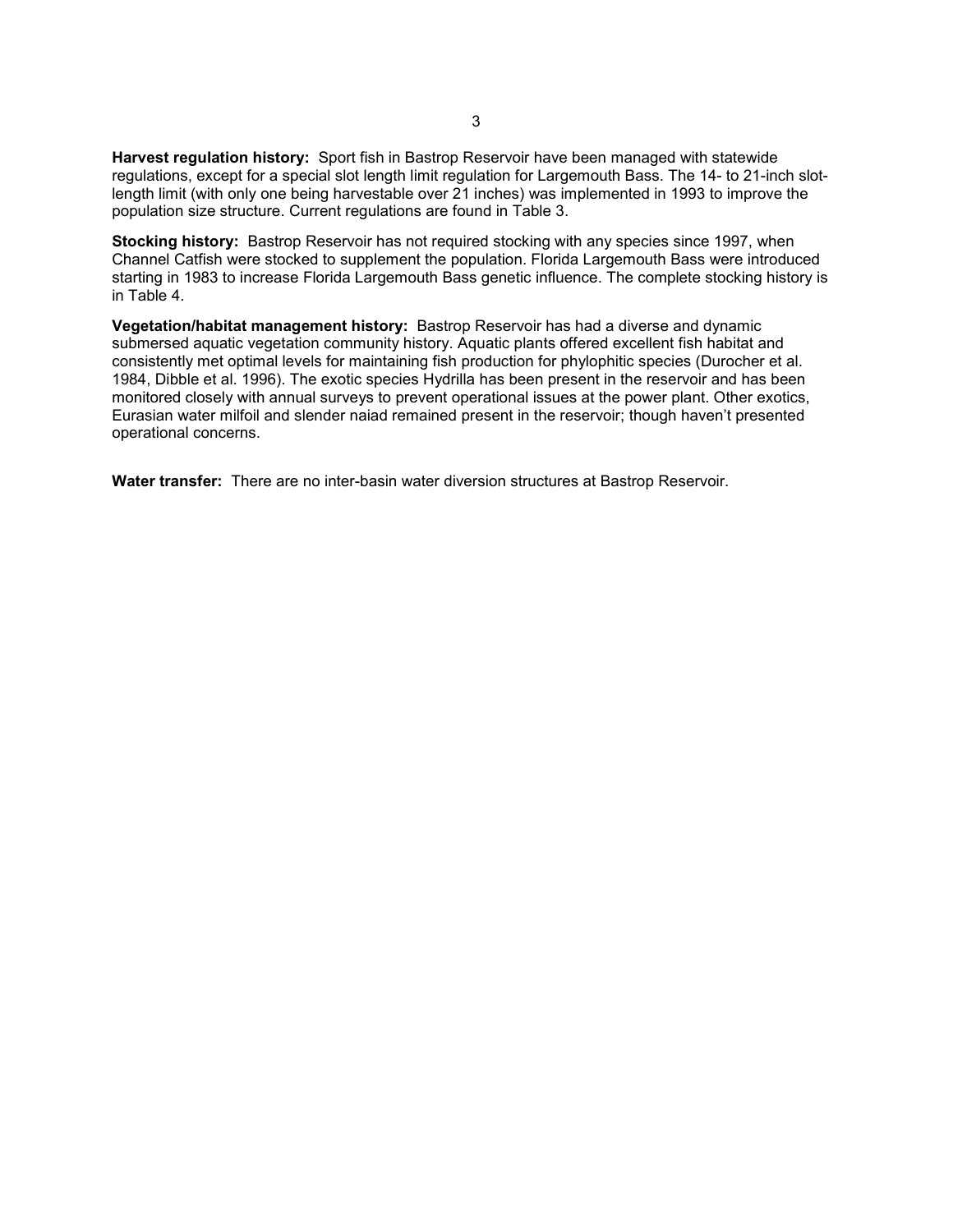**Harvest regulation history:** Sport fish in Bastrop Reservoir have been managed with statewide regulations, except for a special slot length limit regulation for Largemouth Bass. The 14- to 21-inch slot-length limit (with only one being harvestable over 21 inches) was implemented in 1993 to improve the population size structure. Current regulations are found in Table 3.

**Stocking history:** Bastrop Reservoir has not required stocking with any species since 1997, when Channel Catfish were stocked to supplement the population. Florida Largemouth Bass were introduced starting in 1983 to increase Florida Largemouth Bass genetic influence. The complete stocking history is in Table 4.

**Vegetation/habitat management history:** Bastrop Reservoir has had a diverse and dynamic submersed aquatic vegetation community history. Aquatic plants offered excellent fish habitat and consistently met optimal levels for maintaining fish production for phylophitic species (Durocher et al. 1984, Dibble et al. 1996). The exotic species Hydrilla has been present in the reservoir and has been monitored closely with annual surveys to prevent operational issues at the power plant. Other exotics, Eurasian water milfoil and slender naiad remained present in the reservoir; though haven't presented operational concerns.

**Water transfer:** There are no inter-basin water diversion structures at Bastrop Reservoir.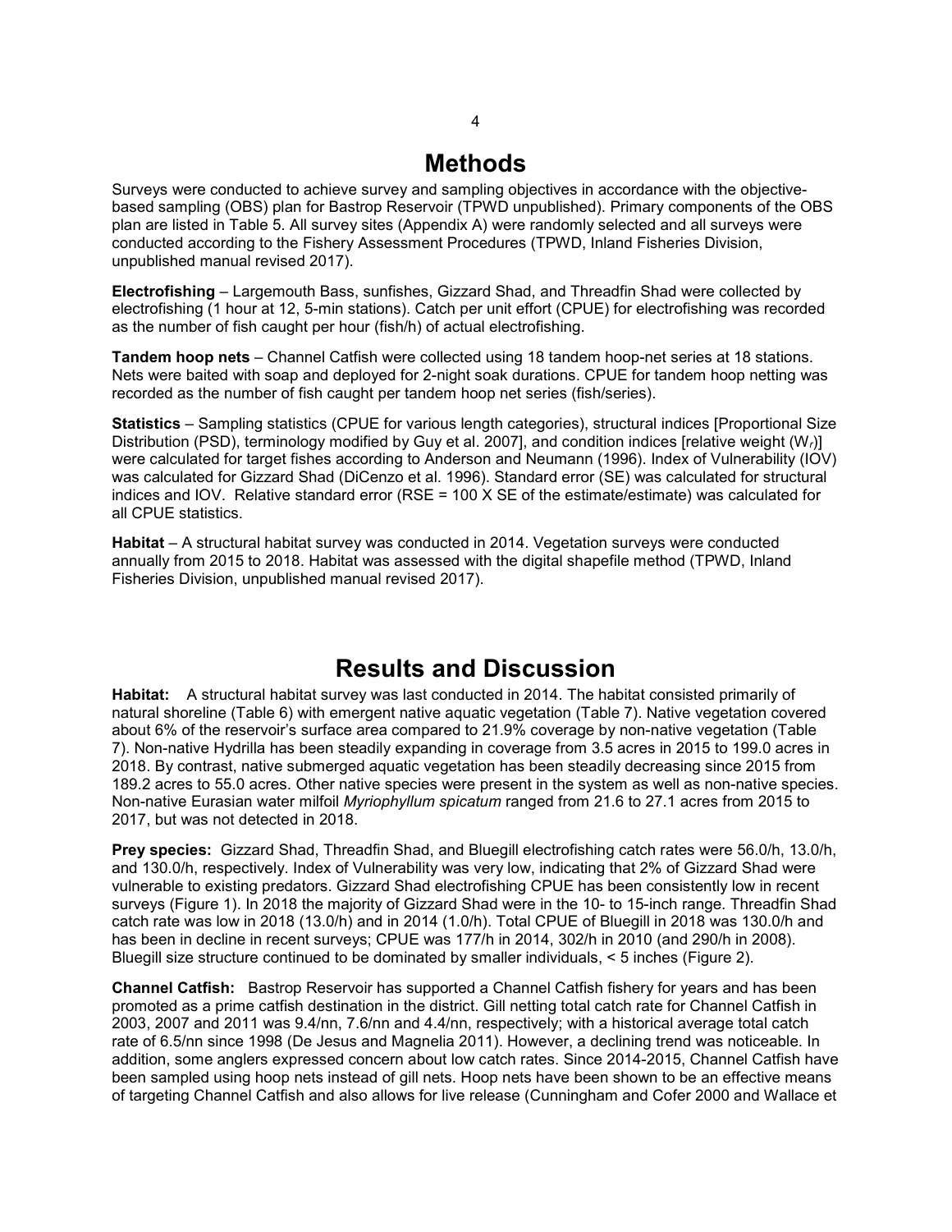# Methods

Surveys were conducted to achieve survey and sampling objectives in accordance with the objective-based sampling (OBS) plan for Bastrop Reservoir (TPWD unpublished). Primary components of the OBS plan are listed in Table 5. All survey sites (Appendix A) were randomly selected and all surveys were conducted according to the Fishery Assessment Procedures (TPWD, Inland Fisheries Division, unpublished manual revised 2017).

**Electrofishing** – Largemouth Bass, sunfishes, Gizzard Shad, and Threadfin Shad were collected by electrofishing (1 hour at 12, 5-min stations). Catch per unit effort (CPUE) for electrofishing was recorded as the number of fish caught per hour (fish/h) of actual electrofishing.

**Tandem hoop nets** – Channel Catfish were collected using 18 tandem hoop-net series at 18 stations. Nets were baited with soap and deployed for 2-night soak durations. CPUE for tandem hoop netting was recorded as the number of fish caught per tandem hoop net series (fish/series).

**Statistics** – Sampling statistics (CPUE for various length categories), structural indices [Proportional Size Distribution (PSD), terminology modified by Guy et al. 2007], and condition indices [relative weight ($W_r$)] were calculated for target fishes according to Anderson and Neumann (1996). Index of Vulnerability (IOV) was calculated for Gizzard Shad (DiCenzo et al. 1996). Standard error (SE) was calculated for structural indices and IOV. Relative standard error (RSE = 100 X SE of the estimate/estimate) was calculated for all CPUE statistics.

**Habitat** – A structural habitat survey was conducted in 2014. Vegetation surveys were conducted annually from 2015 to 2018. Habitat was assessed with the digital shapefile method (TPWD, Inland Fisheries Division, unpublished manual revised 2017).

# Results and Discussion

**Habitat:** A structural habitat survey was last conducted in 2014. The habitat consisted primarily of natural shoreline (Table 6) with emergent native aquatic vegetation (Table 7). Native vegetation covered about 6% of the reservoir's surface area compared to 21.9% coverage by non-native vegetation (Table 7). Non-native Hydrilla has been steadily expanding in coverage from 3.5 acres in 2015 to 199.0 acres in 2018. By contrast, native submerged aquatic vegetation has been steadily decreasing since 2015 from 189.2 acres to 55.0 acres. Other native species were present in the system as well as non-native species. Non-native Eurasian water milfoil *Myriophyllum spicatum* ranged from 21.6 to 27.1 acres from 2015 to 2017, but was not detected in 2018.

**Prey species:** Gizzard Shad, Threadfin Shad, and Bluegill electrofishing catch rates were 56.0/h, 13.0/h, and 130.0/h, respectively. Index of Vulnerability was very low, indicating that 2% of Gizzard Shad were vulnerable to existing predators. Gizzard Shad electrofishing CPUE has been consistently low in recent surveys (Figure 1). In 2018 the majority of Gizzard Shad were in the 10- to 15-inch range. Threadfin Shad catch rate was low in 2018 (13.0/h) and in 2014 (1.0/h). Total CPUE of Bluegill in 2018 was 130.0/h and has been in decline in recent surveys; CPUE was 177/h in 2014, 302/h in 2010 (and 290/h in 2008). Bluegill size structure continued to be dominated by smaller individuals, < 5 inches (Figure 2).

**Channel Catfish:** Bastrop Reservoir has supported a Channel Catfish fishery for years and has been promoted as a prime catfish destination in the district. Gill netting total catch rate for Channel Catfish in 2003, 2007 and 2011 was 9.4/nn, 7.6/nn and 4.4/nn, respectively; with a historical average total catch rate of 6.5/nn since 1998 (De Jesus and Magnelia 2011). However, a declining trend was noticeable. In addition, some anglers expressed concern about low catch rates. Since 2014-2015, Channel Catfish have been sampled using hoop nets instead of gill nets. Hoop nets have been shown to be an effective means of targeting Channel Catfish and also allows for live release (Cunningham and Cofer 2000 and Wallace et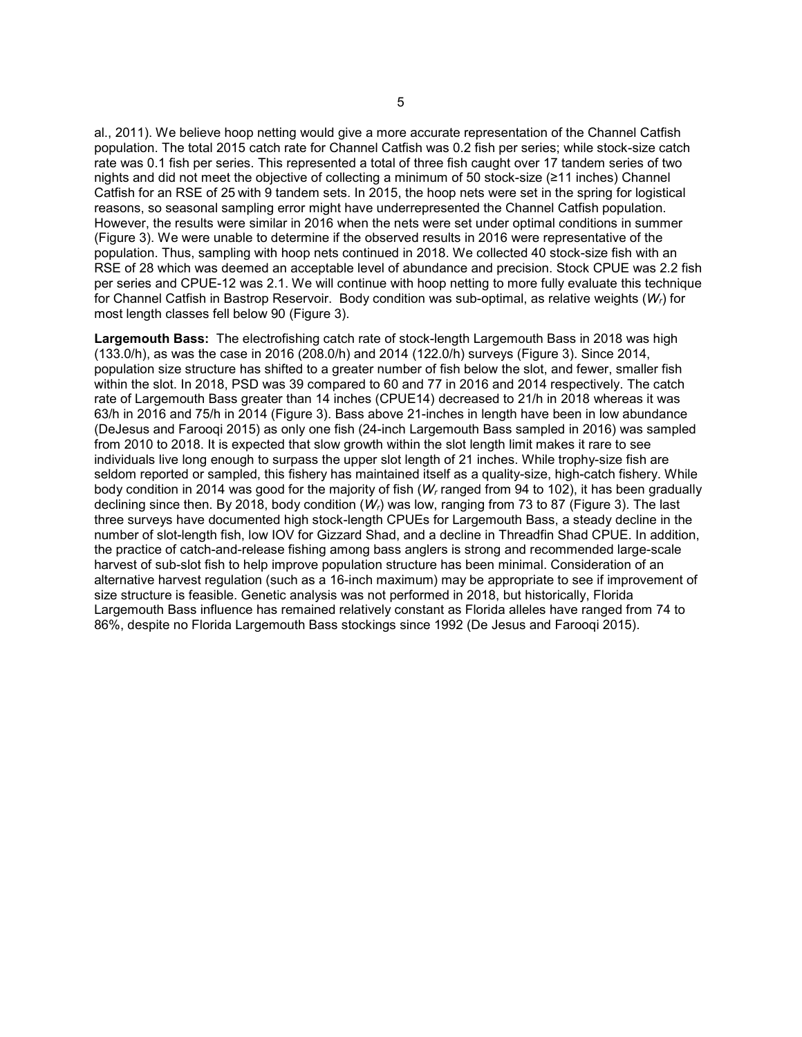al., 2011). We believe hoop netting would give a more accurate representation of the Channel Catfish population. The total 2015 catch rate for Channel Catfish was 0.2 fish per series; while stock-size catch rate was 0.1 fish per series. This represented a total of three fish caught over 17 tandem series of two nights and did not meet the objective of collecting a minimum of 50 stock-size (≥11 inches) Channel Catfish for an RSE of 25 with 9 tandem sets. In 2015, the hoop nets were set in the spring for logistical reasons, so seasonal sampling error might have underrepresented the Channel Catfish population. However, the results were similar in 2016 when the nets were set under optimal conditions in summer (Figure 3). We were unable to determine if the observed results in 2016 were representative of the population. Thus, sampling with hoop nets continued in 2018. We collected 40 stock-size fish with an RSE of 28 which was deemed an acceptable level of abundance and precision. Stock CPUE was 2.2 fish per series and CPUE-12 was 2.1. We will continue with hoop netting to more fully evaluate this technique for Channel Catfish in Bastrop Reservoir. Body condition was sub-optimal, as relative weights ($W_r$) for most length classes fell below 90 (Figure 3).

**Largemouth Bass:** The electrofishing catch rate of stock-length Largemouth Bass in 2018 was high (133.0/h), as was the case in 2016 (208.0/h) and 2014 (122.0/h) surveys (Figure 3). Since 2014, population size structure has shifted to a greater number of fish below the slot, and fewer, smaller fish within the slot. In 2018, PSD was 39 compared to 60 and 77 in 2016 and 2014 respectively. The catch rate of Largemouth Bass greater than 14 inches (CPUE14) decreased to 21/h in 2018 whereas it was 63/h in 2016 and 75/h in 2014 (Figure 3). Bass above 21-inches in length have been in low abundance (DeJesus and Farooqi 2015) as only one fish (24-inch Largemouth Bass sampled in 2016) was sampled from 2010 to 2018. It is expected that slow growth within the slot length limit makes it rare to see individuals live long enough to surpass the upper slot length of 21 inches. While trophy-size fish are seldom reported or sampled, this fishery has maintained itself as a quality-size, high-catch fishery. While body condition in 2014 was good for the majority of fish ($W_r$ ranged from 94 to 102), it has been gradually declining since then. By 2018, body condition ($W_r$) was low, ranging from 73 to 87 (Figure 3). The last three surveys have documented high stock-length CPUEs for Largemouth Bass, a steady decline in the number of slot-length fish, low IOV for Gizzard Shad, and a decline in Threadfin Shad CPUE. In addition, the practice of catch-and-release fishing among bass anglers is strong and recommended large-scale harvest of sub-slot fish to help improve population structure has been minimal. Consideration of an alternative harvest regulation (such as a 16-inch maximum) may be appropriate to see if improvement of size structure is feasible. Genetic analysis was not performed in 2018, but historically, Florida Largemouth Bass influence has remained relatively constant as Florida alleles have ranged from 74 to 86%, despite no Florida Largemouth Bass stockings since 1992 (De Jesus and Farooqi 2015).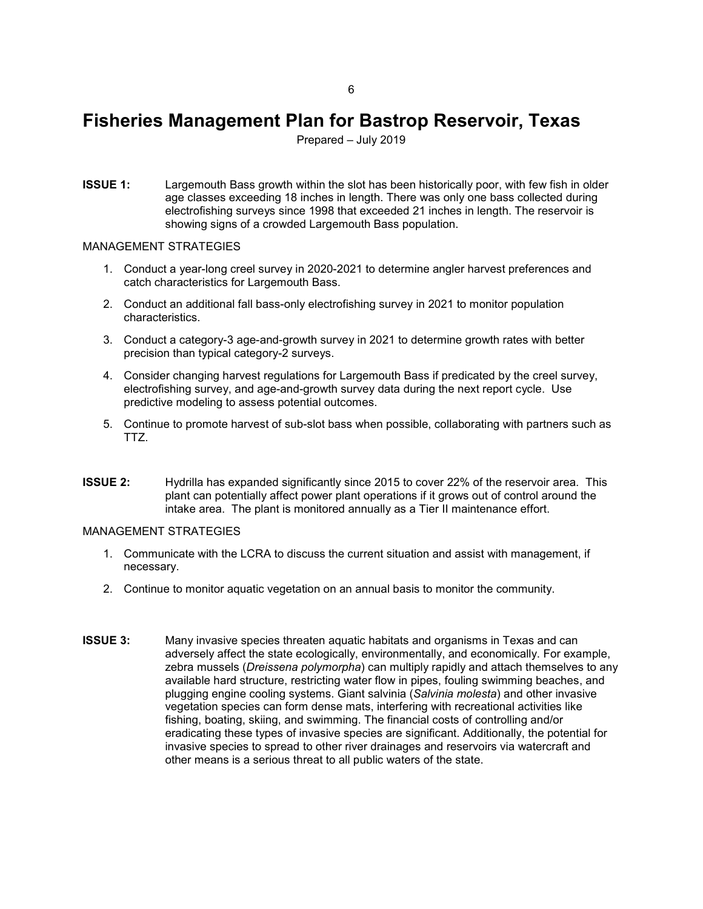# Fisheries Management Plan for Bastrop Reservoir, Texas

Prepared – July 2019

**ISSUE 1:** Largemouth Bass growth within the slot has been historically poor, with few fish in older age classes exceeding 18 inches in length. There was only one bass collected during electrofishing surveys since 1998 that exceeded 21 inches in length. The reservoir is showing signs of a crowded Largemouth Bass population.

MANAGEMENT STRATEGIES

1. Conduct a year-long creel survey in 2020-2021 to determine angler harvest preferences and catch characteristics for Largemouth Bass.
2. Conduct an additional fall bass-only electrofishing survey in 2021 to monitor population characteristics.
3. Conduct a category-3 age-and-growth survey in 2021 to determine growth rates with better precision than typical category-2 surveys.
4. Consider changing harvest regulations for Largemouth Bass if predicated by the creel survey, electrofishing survey, and age-and-growth survey data during the next report cycle. Use predictive modeling to assess potential outcomes.
5. Continue to promote harvest of sub-slot bass when possible, collaborating with partners such as TTZ.

**ISSUE 2:** Hydrilla has expanded significantly since 2015 to cover 22% of the reservoir area. This plant can potentially affect power plant operations if it grows out of control around the intake area. The plant is monitored annually as a Tier II maintenance effort.

MANAGEMENT STRATEGIES

1. Communicate with the LCRA to discuss the current situation and assist with management, if necessary.
2. Continue to monitor aquatic vegetation on an annual basis to monitor the community.

**ISSUE 3:** Many invasive species threaten aquatic habitats and organisms in Texas and can adversely affect the state ecologically, environmentally, and economically. For example, zebra mussels (*Dreissena polymorpha*) can multiply rapidly and attach themselves to any available hard structure, restricting water flow in pipes, fouling swimming beaches, and plugging engine cooling systems. Giant salvinia (*Salvinia molesta*) and other invasive vegetation species can form dense mats, interfering with recreational activities like fishing, boating, skiing, and swimming. The financial costs of controlling and/or eradicating these types of invasive species are significant. Additionally, the potential for invasive species to spread to other river drainages and reservoirs via watercraft and other means is a serious threat to all public waters of the state.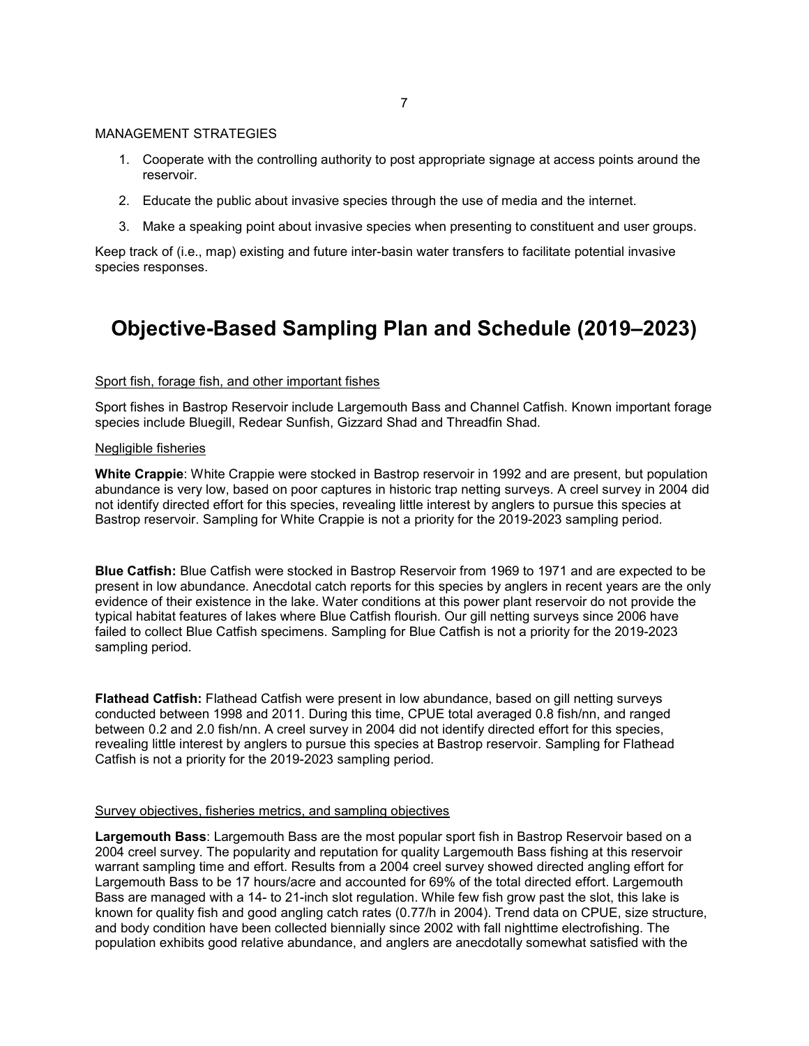MANAGEMENT STRATEGIES

1. Cooperate with the controlling authority to post appropriate signage at access points around the reservoir.
2. Educate the public about invasive species through the use of media and the internet.
3. Make a speaking point about invasive species when presenting to constituent and user groups.

Keep track of (i.e., map) existing and future inter-basin water transfers to facilitate potential invasive species responses.

# Objective-Based Sampling Plan and Schedule (2019–2023)

Sport fish, forage fish, and other important fishes

Sport fishes in Bastrop Reservoir include Largemouth Bass and Channel Catfish. Known important forage species include Bluegill, Redear Sunfish, Gizzard Shad and Threadfin Shad.

Negligible fisheries

**White Crappie**: White Crappie were stocked in Bastrop reservoir in 1992 and are present, but population abundance is very low, based on poor captures in historic trap netting surveys. A creel survey in 2004 did not identify directed effort for this species, revealing little interest by anglers to pursue this species at Bastrop reservoir. Sampling for White Crappie is not a priority for the 2019-2023 sampling period.

**Blue Catfish:** Blue Catfish were stocked in Bastrop Reservoir from 1969 to 1971 and are expected to be present in low abundance. Anecdotal catch reports for this species by anglers in recent years are the only evidence of their existence in the lake. Water conditions at this power plant reservoir do not provide the typical habitat features of lakes where Blue Catfish flourish. Our gill netting surveys since 2006 have failed to collect Blue Catfish specimens. Sampling for Blue Catfish is not a priority for the 2019-2023 sampling period.

**Flathead Catfish:** Flathead Catfish were present in low abundance, based on gill netting surveys conducted between 1998 and 2011. During this time, CPUE total averaged 0.8 fish/nn, and ranged between 0.2 and 2.0 fish/nn. A creel survey in 2004 did not identify directed effort for this species, revealing little interest by anglers to pursue this species at Bastrop reservoir. Sampling for Flathead Catfish is not a priority for the 2019-2023 sampling period.

Survey objectives, fisheries metrics, and sampling objectives

**Largemouth Bass**: Largemouth Bass are the most popular sport fish in Bastrop Reservoir based on a 2004 creel survey. The popularity and reputation for quality Largemouth Bass fishing at this reservoir warrant sampling time and effort. Results from a 2004 creel survey showed directed angling effort for Largemouth Bass to be 17 hours/acre and accounted for 69% of the total directed effort. Largemouth Bass are managed with a 14- to 21-inch slot regulation. While few fish grow past the slot, this lake is known for quality fish and good angling catch rates (0.77/h in 2004). Trend data on CPUE, size structure, and body condition have been collected biennially since 2002 with fall nighttime electrofishing. The population exhibits good relative abundance, and anglers are anecdotally somewhat satisfied with the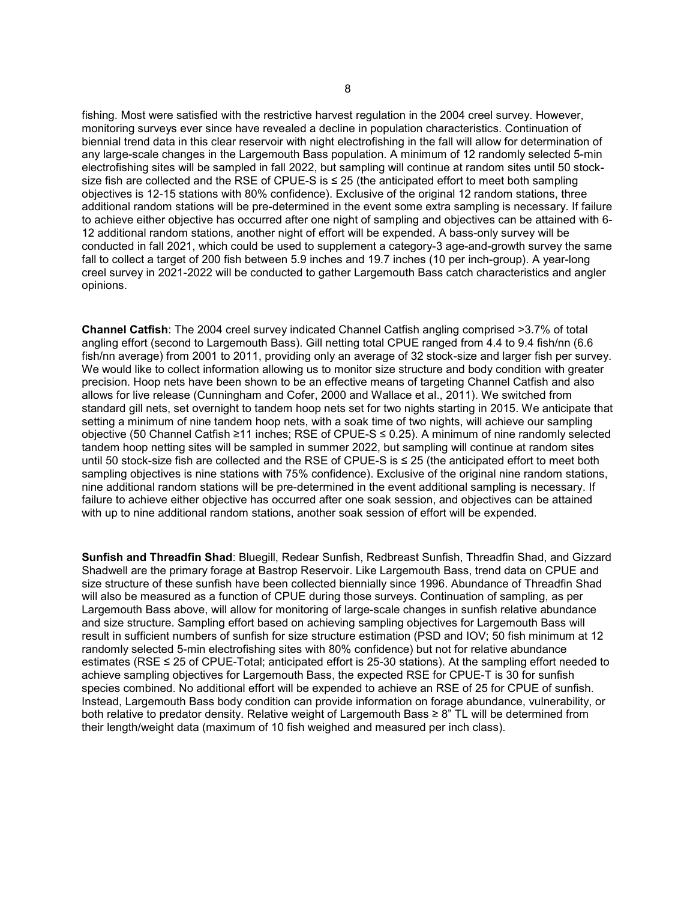fishing. Most were satisfied with the restrictive harvest regulation in the 2004 creel survey. However, monitoring surveys ever since have revealed a decline in population characteristics. Continuation of biennial trend data in this clear reservoir with night electrofishing in the fall will allow for determination of any large-scale changes in the Largemouth Bass population. A minimum of 12 randomly selected 5-min electrofishing sites will be sampled in fall 2022, but sampling will continue at random sites until 50 stock-size fish are collected and the RSE of CPUE-S is ≤ 25 (the anticipated effort to meet both sampling objectives is 12-15 stations with 80% confidence). Exclusive of the original 12 random stations, three additional random stations will be pre-determined in the event some extra sampling is necessary. If failure to achieve either objective has occurred after one night of sampling and objectives can be attained with 6-12 additional random stations, another night of effort will be expended. A bass-only survey will be conducted in fall 2021, which could be used to supplement a category-3 age-and-growth survey the same fall to collect a target of 200 fish between 5.9 inches and 19.7 inches (10 per inch-group). A year-long creel survey in 2021-2022 will be conducted to gather Largemouth Bass catch characteristics and angler opinions.

**Channel Catfish**: The 2004 creel survey indicated Channel Catfish angling comprised >3.7% of total angling effort (second to Largemouth Bass). Gill netting total CPUE ranged from 4.4 to 9.4 fish/nn (6.6 fish/nn average) from 2001 to 2011, providing only an average of 32 stock-size and larger fish per survey. We would like to collect information allowing us to monitor size structure and body condition with greater precision. Hoop nets have been shown to be an effective means of targeting Channel Catfish and also allows for live release (Cunningham and Cofer, 2000 and Wallace et al., 2011). We switched from standard gill nets, set overnight to tandem hoop nets set for two nights starting in 2015. We anticipate that setting a minimum of nine tandem hoop nets, with a soak time of two nights, will achieve our sampling objective (50 Channel Catfish ≥11 inches; RSE of CPUE-S ≤ 0.25). A minimum of nine randomly selected tandem hoop netting sites will be sampled in summer 2022, but sampling will continue at random sites until 50 stock-size fish are collected and the RSE of CPUE-S is ≤ 25 (the anticipated effort to meet both sampling objectives is nine stations with 75% confidence). Exclusive of the original nine random stations, nine additional random stations will be pre-determined in the event additional sampling is necessary. If failure to achieve either objective has occurred after one soak session, and objectives can be attained with up to nine additional random stations, another soak session of effort will be expended.

**Sunfish and Threadfin Shad**: Bluegill, Redear Sunfish, Redbreast Sunfish, Threadfin Shad, and Gizzard Shadwell are the primary forage at Bastrop Reservoir. Like Largemouth Bass, trend data on CPUE and size structure of these sunfish have been collected biennially since 1996. Abundance of Threadfin Shad will also be measured as a function of CPUE during those surveys. Continuation of sampling, as per Largemouth Bass above, will allow for monitoring of large-scale changes in sunfish relative abundance and size structure. Sampling effort based on achieving sampling objectives for Largemouth Bass will result in sufficient numbers of sunfish for size structure estimation (PSD and IOV; 50 fish minimum at 12 randomly selected 5-min electrofishing sites with 80% confidence) but not for relative abundance estimates (RSE ≤ 25 of CPUE-Total; anticipated effort is 25-30 stations). At the sampling effort needed to achieve sampling objectives for Largemouth Bass, the expected RSE for CPUE-T is 30 for sunfish species combined. No additional effort will be expended to achieve an RSE of 25 for CPUE of sunfish. Instead, Largemouth Bass body condition can provide information on forage abundance, vulnerability, or both relative to predator density. Relative weight of Largemouth Bass ≥ 8" TL will be determined from their length/weight data (maximum of 10 fish weighed and measured per inch class).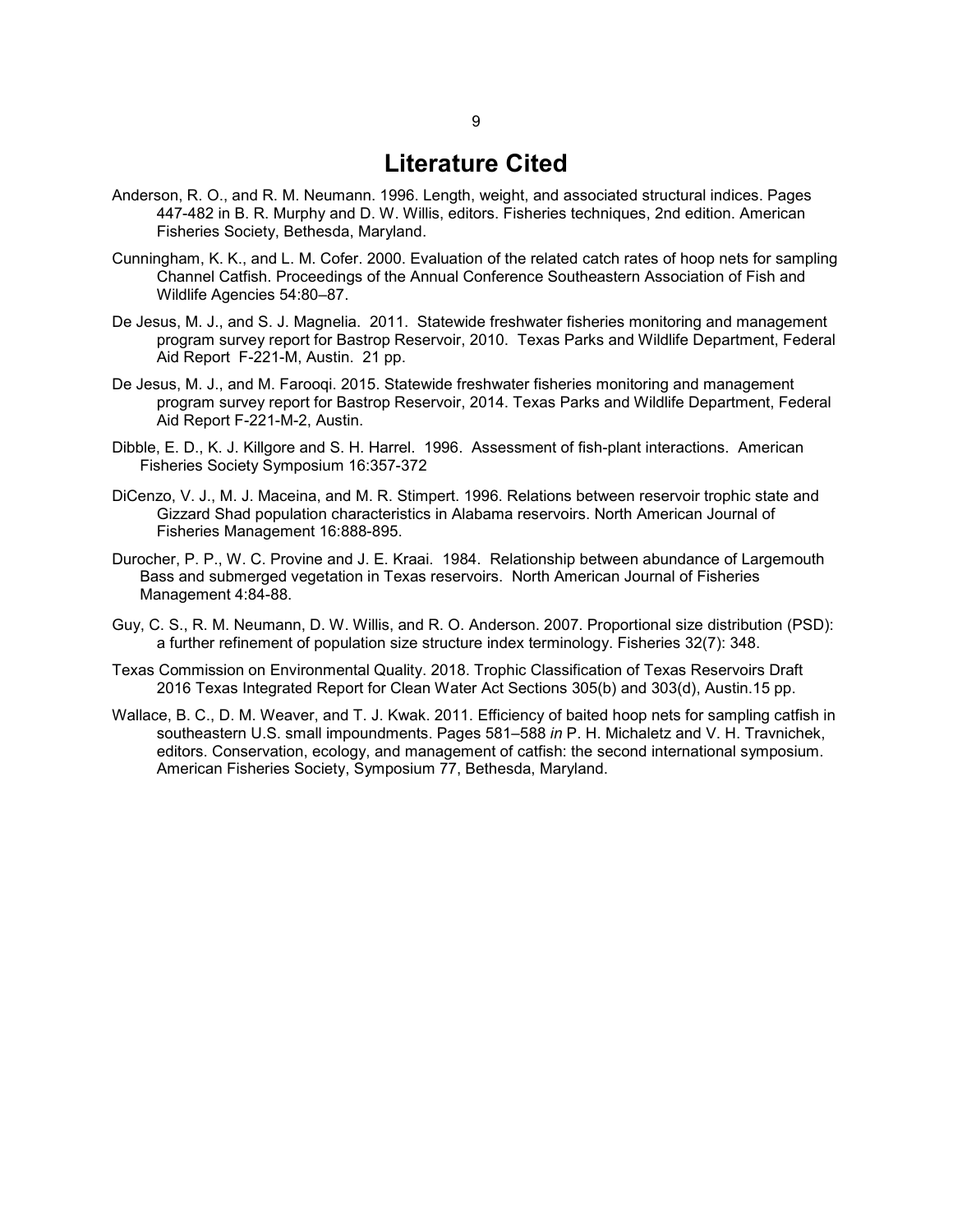# Literature Cited

Anderson, R. O., and R. M. Neumann. 1996. Length, weight, and associated structural indices. Pages 447-482 in B. R. Murphy and D. W. Willis, editors. Fisheries techniques, 2nd edition. American Fisheries Society, Bethesda, Maryland.

Cunningham, K. K., and L. M. Cofer. 2000. Evaluation of the related catch rates of hoop nets for sampling Channel Catfish. Proceedings of the Annual Conference Southeastern Association of Fish and Wildlife Agencies 54:80–87.

De Jesus, M. J., and S. J. Magnelia. 2011. Statewide freshwater fisheries monitoring and management program survey report for Bastrop Reservoir, 2010. Texas Parks and Wildlife Department, Federal Aid Report F-221-M, Austin. 21 pp.

De Jesus, M. J., and M. Farooqi. 2015. Statewide freshwater fisheries monitoring and management program survey report for Bastrop Reservoir, 2014. Texas Parks and Wildlife Department, Federal Aid Report F-221-M-2, Austin.

Dibble, E. D., K. J. Killgore and S. H. Harrel. 1996. Assessment of fish-plant interactions. American Fisheries Society Symposium 16:357-372

DiCenzo, V. J., M. J. Maceina, and M. R. Stimpert. 1996. Relations between reservoir trophic state and Gizzard Shad population characteristics in Alabama reservoirs. North American Journal of Fisheries Management 16:888-895.

Durocher, P. P., W. C. Provine and J. E. Kraai. 1984. Relationship between abundance of Largemouth Bass and submerged vegetation in Texas reservoirs. North American Journal of Fisheries Management 4:84-88.

Guy, C. S., R. M. Neumann, D. W. Willis, and R. O. Anderson. 2007. Proportional size distribution (PSD): a further refinement of population size structure index terminology. Fisheries 32(7): 348.

Texas Commission on Environmental Quality. 2018. Trophic Classification of Texas Reservoirs Draft 2016 Texas Integrated Report for Clean Water Act Sections 305(b) and 303(d), Austin.15 pp.

Wallace, B. C., D. M. Weaver, and T. J. Kwak. 2011. Efficiency of baited hoop nets for sampling catfish in southeastern U.S. small impoundments. Pages 581–588 *in* P. H. Michaletz and V. H. Travnichek, editors. Conservation, ecology, and management of catfish: the second international symposium. American Fisheries Society, Symposium 77, Bethesda, Maryland.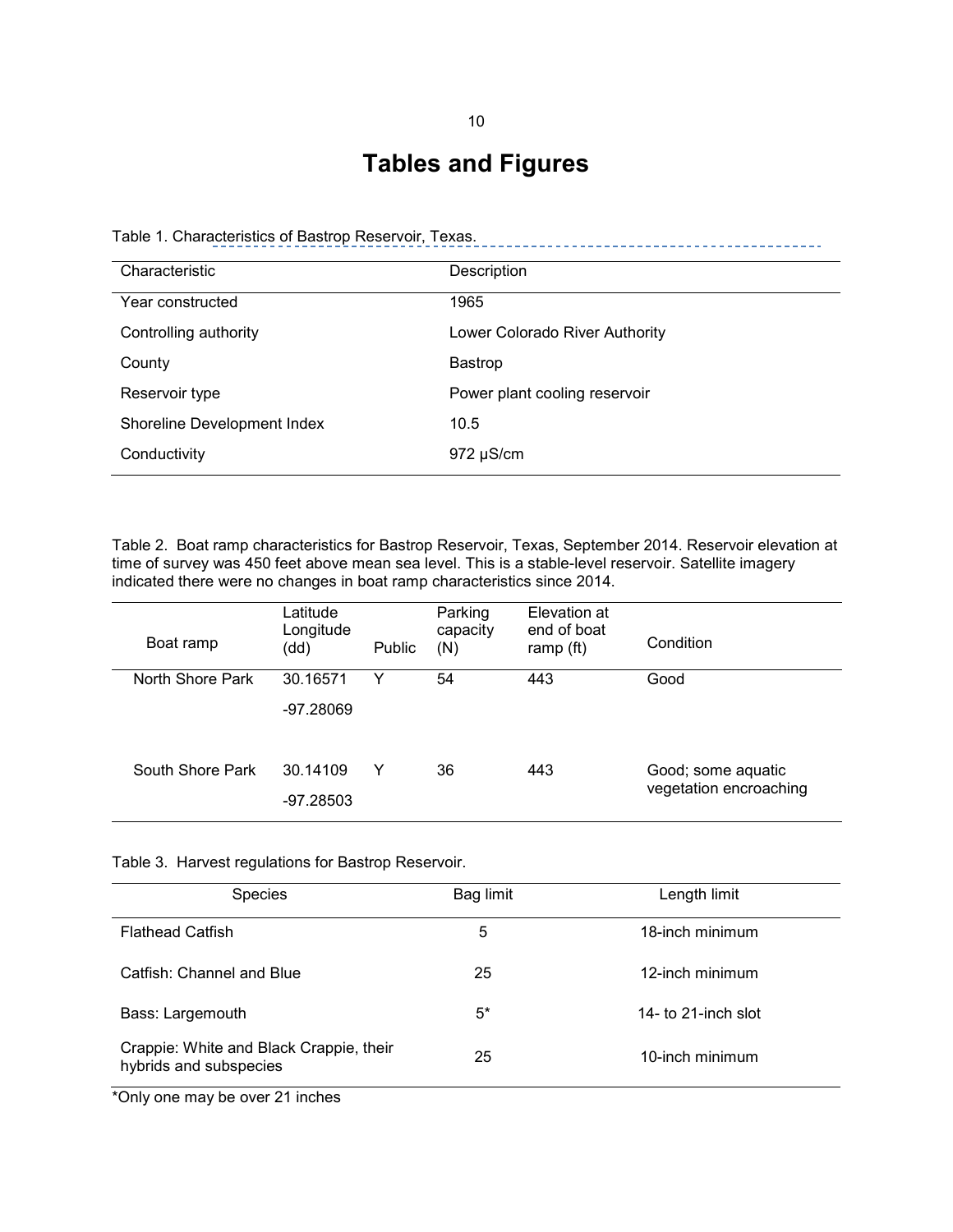# Tables and Figures

Table 1. Characteristics of Bastrop Reservoir, Texas.

| Characteristic | Description |
| --- | --- |
| Year constructed | 1965 |
| Controlling authority | Lower Colorado River Authority |
| County | Bastrop |
| Reservoir type | Power plant cooling reservoir |
| Shoreline Development Index | 10.5 |
| Conductivity | 972 µS/cm |

Table 2. Boat ramp characteristics for Bastrop Reservoir, Texas, September 2014. Reservoir elevation at time of survey was 450 feet above mean sea level. This is a stable-level reservoir. Satellite imagery indicated there were no changes in boat ramp characteristics since 2014.

| Boat ramp | Latitude Longitude (dd) | Public | Parking capacity (N) | Elevation at end of boat ramp (ft) | Condition |
| --- | --- | --- | --- | --- | --- |
| North Shore Park | 30.16571 -97.28069 | Y | 54 | 443 | Good |
| South Shore Park | 30.14109 -97.28503 | Y | 36 | 443 | Good; some aquatic vegetation encroaching |

Table 3. Harvest regulations for Bastrop Reservoir.

| Species | Bag limit | Length limit |
| --- | --- | --- |
| Flathead Catfish | 5 | 18-inch minimum |
| Catfish: Channel and Blue | 25 | 12-inch minimum |
| Bass: Largemouth | 5* | 14- to 21-inch slot |
| Crappie: White and Black Crappie, their hybrids and subspecies | 25 | 10-inch minimum |

*Only one may be over 21 inches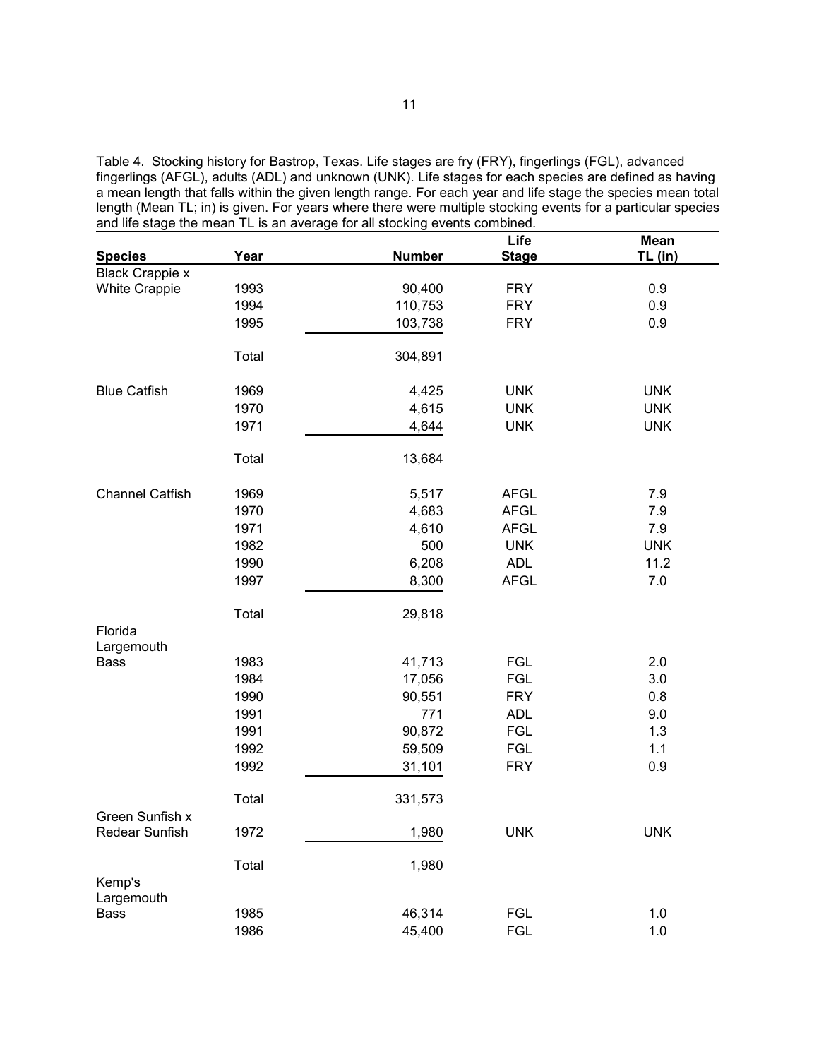Table 4. Stocking history for Bastrop, Texas. Life stages are fry (FRY), fingerlings (FGL), advanced fingerlings (AFGL), adults (ADL) and unknown (UNK). Life stages for each species are defined as having a mean length that falls within the given length range. For each year and life stage the species mean total length (Mean TL; in) is given. For years where there were multiple stocking events for a particular species and life stage the mean TL is an average for all stocking events combined.

| Species | Year | Number | Life Stage | Mean TL (in) |
|---|---|---|---|---|
| Black Crappie x White Crappie | 1993 | 90,400 | FRY | 0.9 |
| | 1994 | 110,753 | FRY | 0.9 |
| | 1995 | 103,738 | FRY | 0.9 |
| | Total | 304,891 | | |
| Blue Catfish | 1969 | 4,425 | UNK | UNK |
| | 1970 | 4,615 | UNK | UNK |
| | 1971 | 4,644 | UNK | UNK |
| | Total | 13,684 | | |
| Channel Catfish | 1969 | 5,517 | AFGL | 7.9 |
| | 1970 | 4,683 | AFGL | 7.9 |
| | 1971 | 4,610 | AFGL | 7.9 |
| | 1982 | 500 | UNK | UNK |
| | 1990 | 6,208 | ADL | 11.2 |
| | 1997 | 8,300 | AFGL | 7.0 |
| | Total | 29,818 | | |
| Florida Largemouth Bass | 1983 | 41,713 | FGL | 2.0 |
| | 1984 | 17,056 | FGL | 3.0 |
| | 1990 | 90,551 | FRY | 0.8 |
| | 1991 | 771 | ADL | 9.0 |
| | 1991 | 90,872 | FGL | 1.3 |
| | 1992 | 59,509 | FGL | 1.1 |
| | 1992 | 31,101 | FRY | 0.9 |
| | Total | 331,573 | | |
| Green Sunfish x Redear Sunfish | 1972 | 1,980 | UNK | UNK |
| | Total | 1,980 | | |
| Kemp's Largemouth Bass | 1985 | 46,314 | FGL | 1.0 |
| | 1986 | 45,400 | FGL | 1.0 |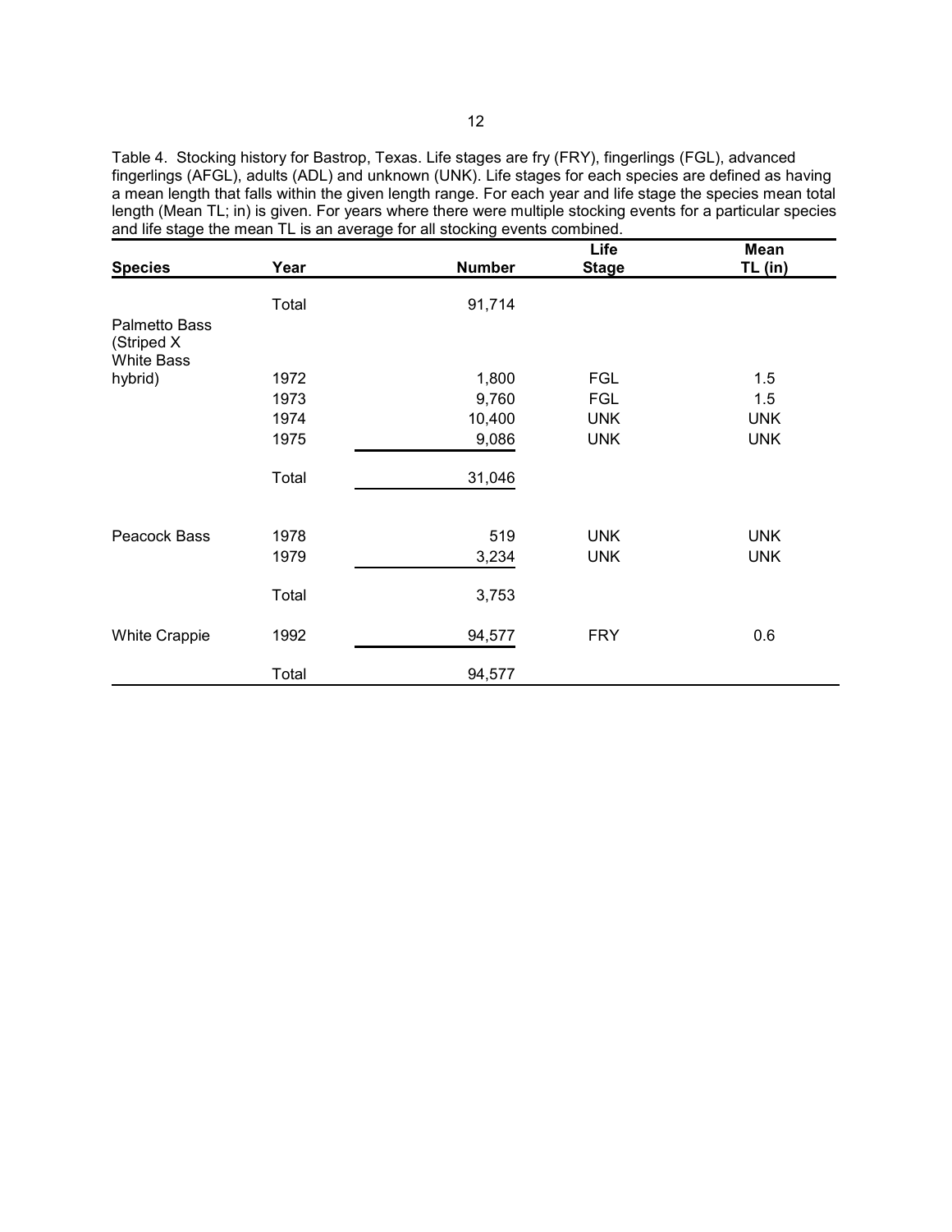Table 4. Stocking history for Bastrop, Texas. Life stages are fry (FRY), fingerlings (FGL), advanced fingerlings (AFGL), adults (ADL) and unknown (UNK). Life stages for each species are defined as having a mean length that falls within the given length range. For each year and life stage the species mean total length (Mean TL; in) is given. For years where there were multiple stocking events for a particular species and life stage the mean TL is an average for all stocking events combined.

| Species | Year | Number | Life Stage | Mean TL (in) |
|---|---|---|---|---|
| | Total | 91,714 | | |
| Palmetto Bass (Striped X White Bass hybrid) | 1972 | 1,800 | FGL | 1.5 |
| | 1973 | 9,760 | FGL | 1.5 |
| | 1974 | 10,400 | UNK | UNK |
| | 1975 | 9,086 | UNK | UNK |
| | Total | 31,046 | | |
| Peacock Bass | 1978 | 519 | UNK | UNK |
| | 1979 | 3,234 | UNK | UNK |
| | Total | 3,753 | | |
| White Crappie | 1992 | 94,577 | FRY | 0.6 |
| | Total | 94,577 | | |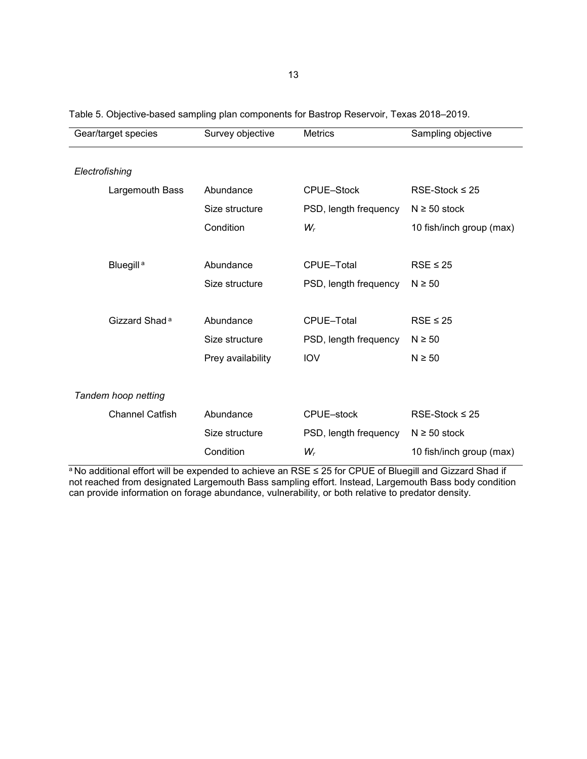Table 5. Objective-based sampling plan components for Bastrop Reservoir, Texas 2018–2019.

| Gear/target species | Survey objective | Metrics | Sampling objective |
|---|---|---|---|
| *Electrofishing* | | | |
| Largemouth Bass | Abundance | CPUE–Stock | RSE-Stock ≤ 25 |
| | Size structure | PSD, length frequency | N ≥ 50 stock |
| | Condition | $W_r$ | 10 fish/inch group (max) |
| Bluegill [a] | Abundance | CPUE–Total | RSE ≤ 25 |
| | Size structure | PSD, length frequency | N ≥ 50 |
| Gizzard Shad [a] | Abundance | CPUE–Total | RSE ≤ 25 |
| | Size structure | PSD, length frequency | N ≥ 50 |
| | Prey availability | IOV | N ≥ 50 |
| *Tandem hoop netting* | | | |
| Channel Catfish | Abundance | CPUE–stock | RSE-Stock ≤ 25 |
| | Size structure | PSD, length frequency | N ≥ 50 stock |
| | Condition | $W_r$ | 10 fish/inch group (max) |

[a] No additional effort will be expended to achieve an RSE ≤ 25 for CPUE of Bluegill and Gizzard Shad if not reached from designated Largemouth Bass sampling effort. Instead, Largemouth Bass body condition can provide information on forage abundance, vulnerability, or both relative to predator density.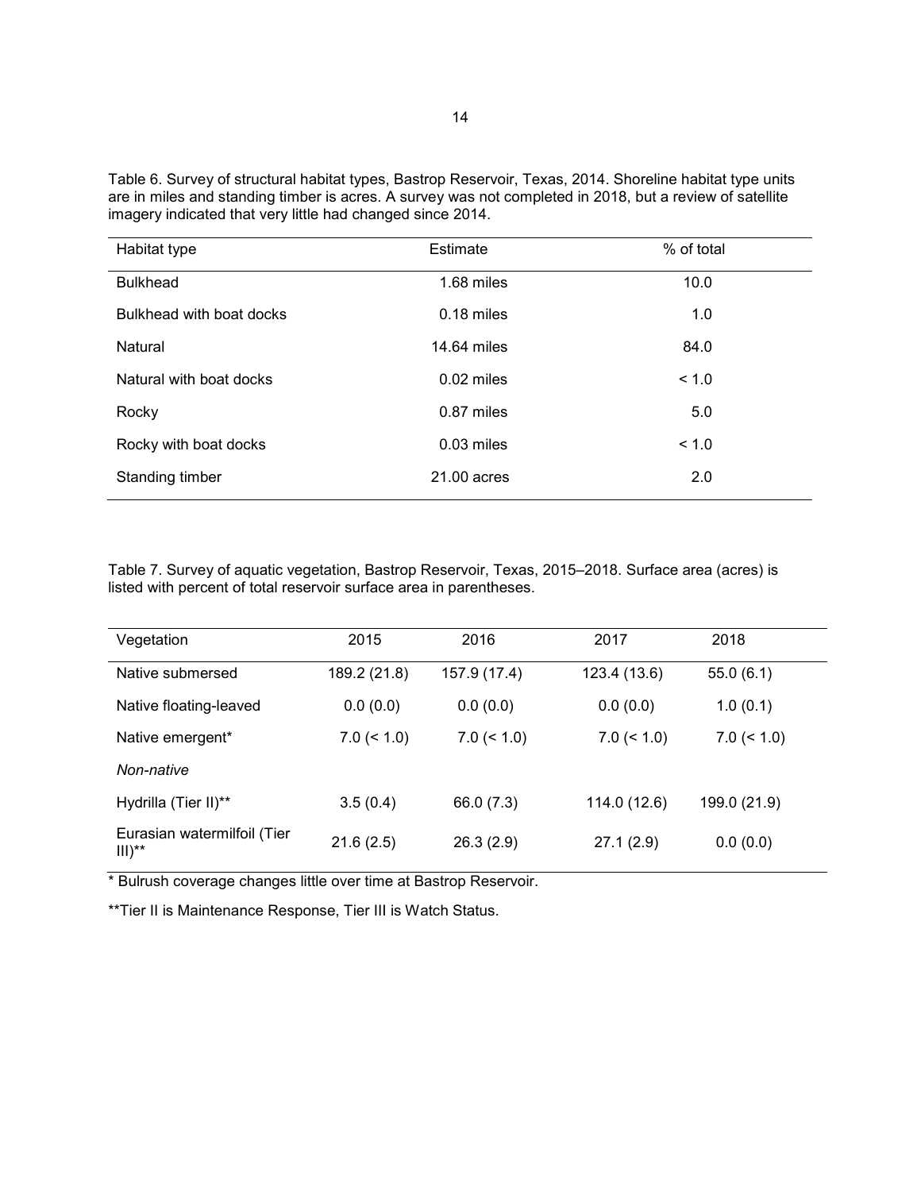Table 6. Survey of structural habitat types, Bastrop Reservoir, Texas, 2014. Shoreline habitat type units are in miles and standing timber is acres. A survey was not completed in 2018, but a review of satellite imagery indicated that very little had changed since 2014.

| Habitat type | Estimate | % of total |
|---|---|---|
| Bulkhead | 1.68 miles | 10.0 |
| Bulkhead with boat docks | 0.18 miles | 1.0 |
| Natural | 14.64 miles | 84.0 |
| Natural with boat docks | 0.02 miles | < 1.0 |
| Rocky | 0.87 miles | 5.0 |
| Rocky with boat docks | 0.03 miles | < 1.0 |
| Standing timber | 21.00 acres | 2.0 |

Table 7. Survey of aquatic vegetation, Bastrop Reservoir, Texas, 2015–2018. Surface area (acres) is listed with percent of total reservoir surface area in parentheses.

| Vegetation | 2015 | 2016 | 2017 | 2018 |
|---|---|---|---|---|
| Native submersed | 189.2 (21.8) | 157.9 (17.4) | 123.4 (13.6) | 55.0 (6.1) |
| Native floating-leaved | 0.0 (0.0) | 0.0 (0.0) | 0.0 (0.0) | 1.0 (0.1) |
| Native emergent* | 7.0 (< 1.0) | 7.0 (< 1.0) | 7.0 (< 1.0) | 7.0 (< 1.0) |
| *Non-native* | | | | |
| Hydrilla (Tier II)** | 3.5 (0.4) | 66.0 (7.3) | 114.0 (12.6) | 199.0 (21.9) |
| Eurasian watermilfoil (Tier III)** | 21.6 (2.5) | 26.3 (2.9) | 27.1 (2.9) | 0.0 (0.0) |

* Bulrush coverage changes little over time at Bastrop Reservoir.

**Tier II is Maintenance Response, Tier III is Watch Status.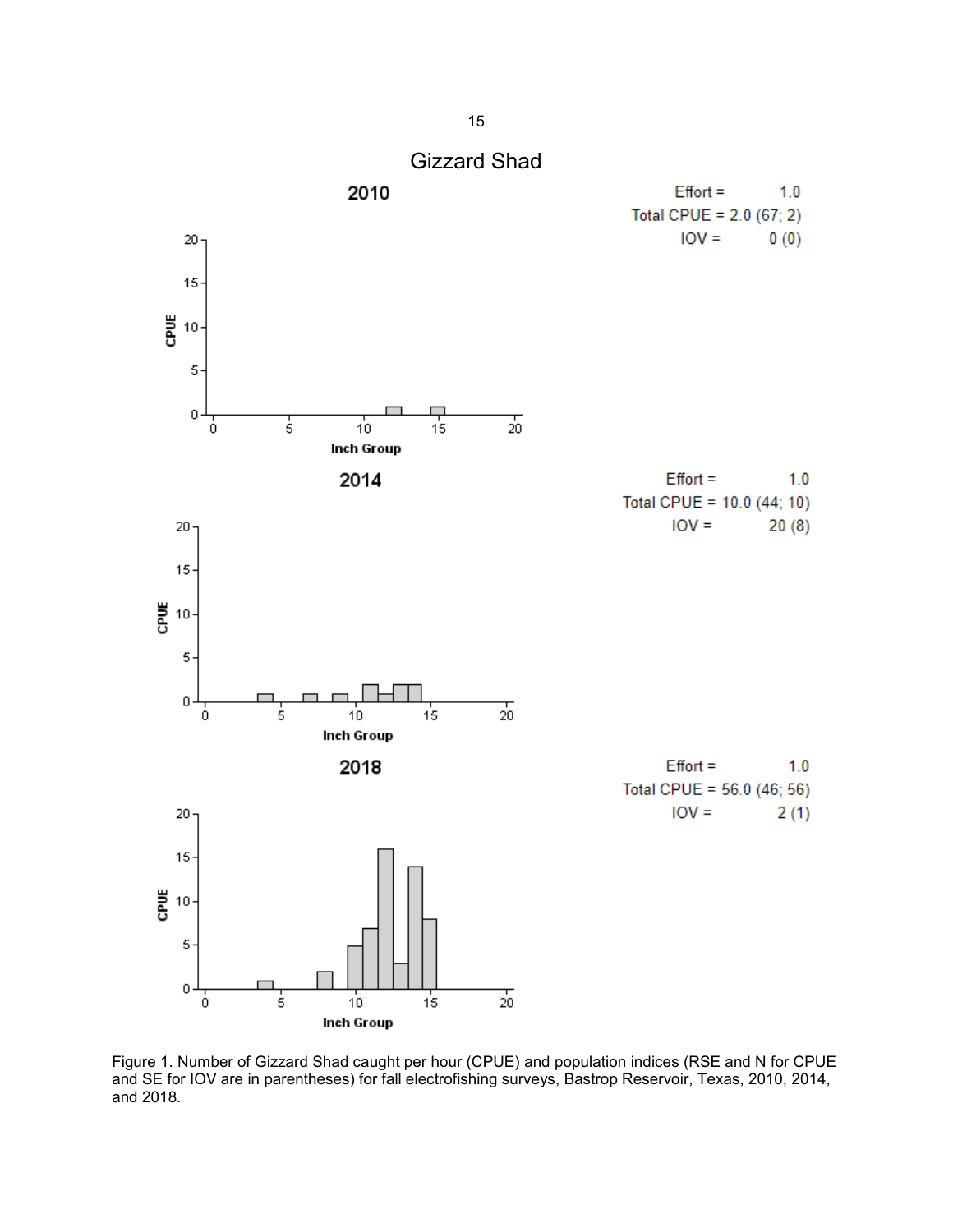# Gizzard Shad

**2010**

Effort = 1.0
Total CPUE = 2.0 (67; 2)
IOV = 0 (0)

**2014**

Effort = 1.0
Total CPUE = 10.0 (44; 10)
IOV = 20 (8)

**2018**

Effort = 1.0
Total CPUE = 56.0 (46; 56)
IOV = 2 (1)

Figure 1. Number of Gizzard Shad caught per hour (CPUE) and population indices (RSE and N for CPUE and SE for IOV are in parentheses) for fall electrofishing surveys, Bastrop Reservoir, Texas, 2010, 2014, and 2018.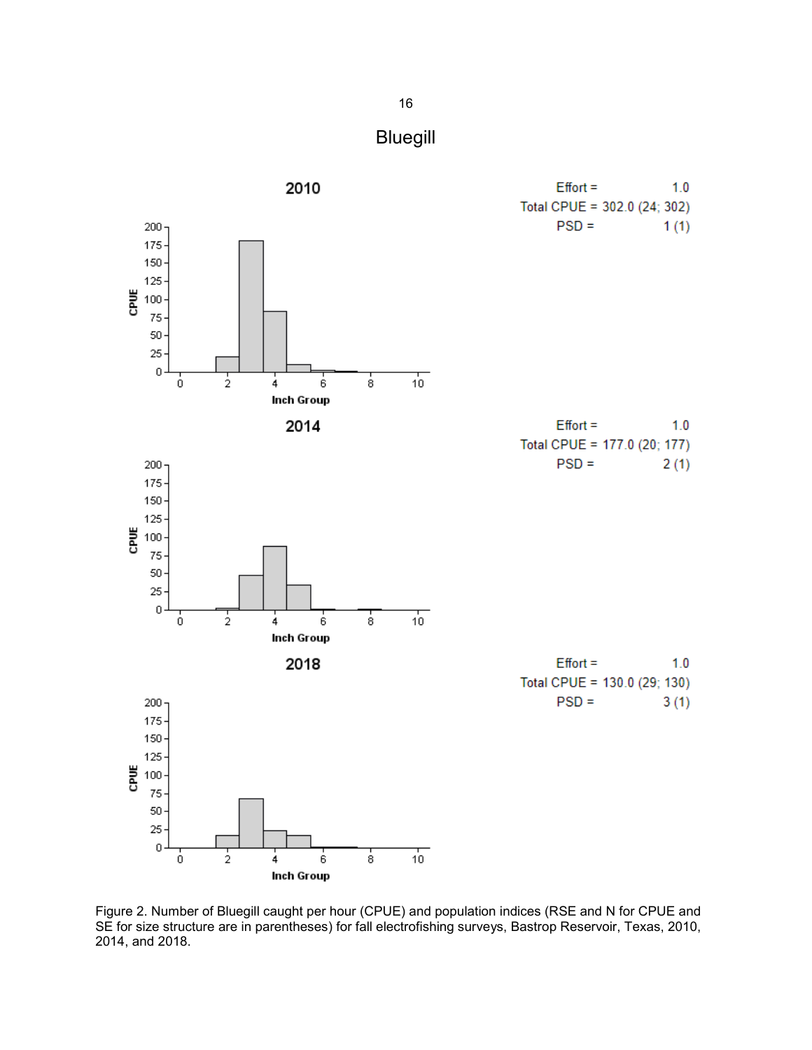# Bluegill

## 2010

Effort = 1.0
Total CPUE = 302.0 (24; 302)
PSD = 1 (1)

## 2014

Effort = 1.0
Total CPUE = 177.0 (20; 177)
PSD = 2 (1)

## 2018

Effort = 1.0
Total CPUE = 130.0 (29; 130)
PSD = 3 (1)

Figure 2. Number of Bluegill caught per hour (CPUE) and population indices (RSE and N for CPUE and SE for size structure are in parentheses) for fall electrofishing surveys, Bastrop Reservoir, Texas, 2010, 2014, and 2018.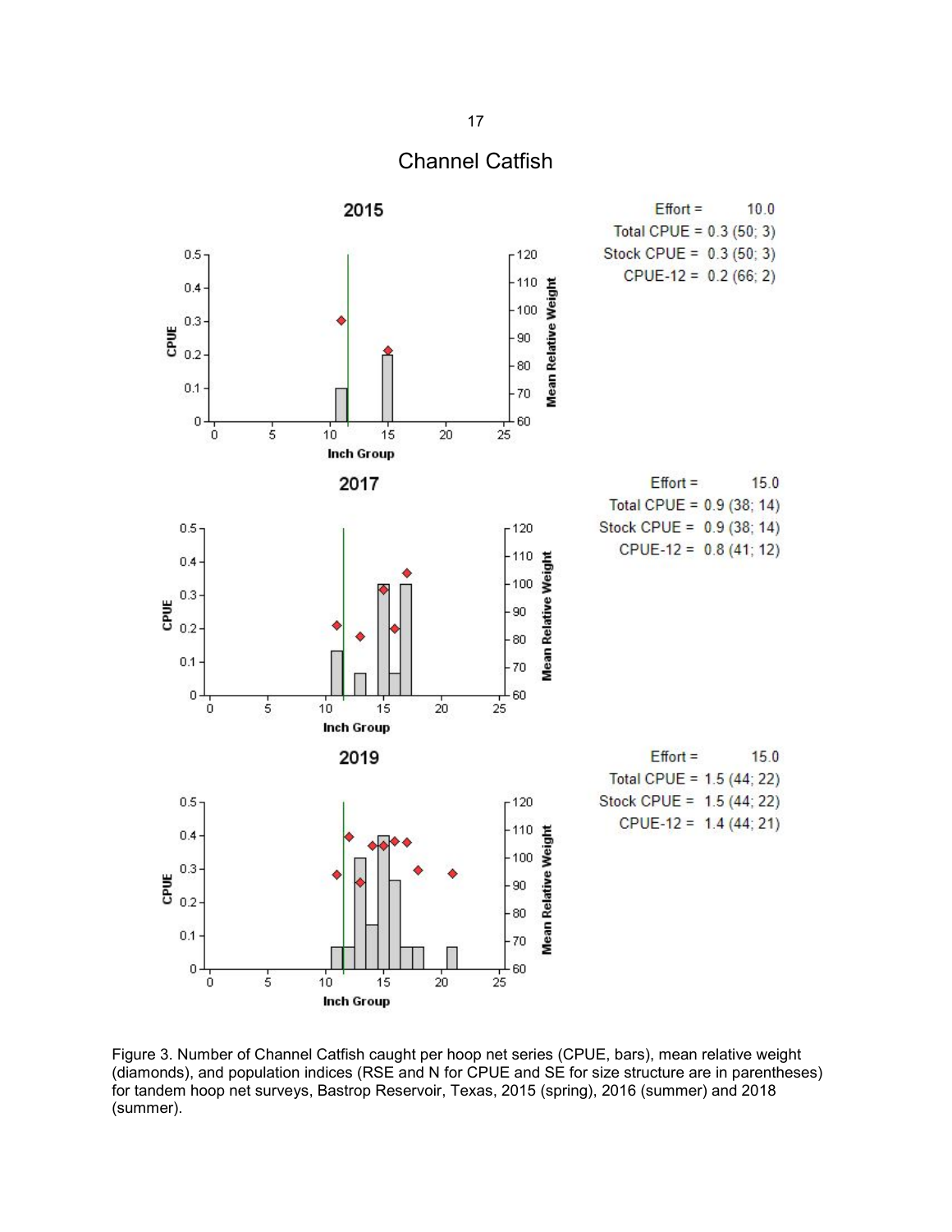# Channel Catfish

**2015**

Effort = 10.0
Total CPUE = 0.3 (50; 3)
Stock CPUE = 0.3 (50; 3)
CPUE-12 = 0.2 (66; 2)

**2017**

Effort = 15.0
Total CPUE = 0.9 (38; 14)
Stock CPUE = 0.9 (38; 14)
CPUE-12 = 0.8 (41; 12)

**2019**

Effort = 15.0
Total CPUE = 1.5 (44; 22)
Stock CPUE = 1.5 (44; 22)
CPUE-12 = 1.4 (44; 21)

Figure 3. Number of Channel Catfish caught per hoop net series (CPUE, bars), mean relative weight (diamonds), and population indices (RSE and N for CPUE and SE for size structure are in parentheses) for tandem hoop net surveys, Bastrop Reservoir, Texas, 2015 (spring), 2016 (summer) and 2018 (summer).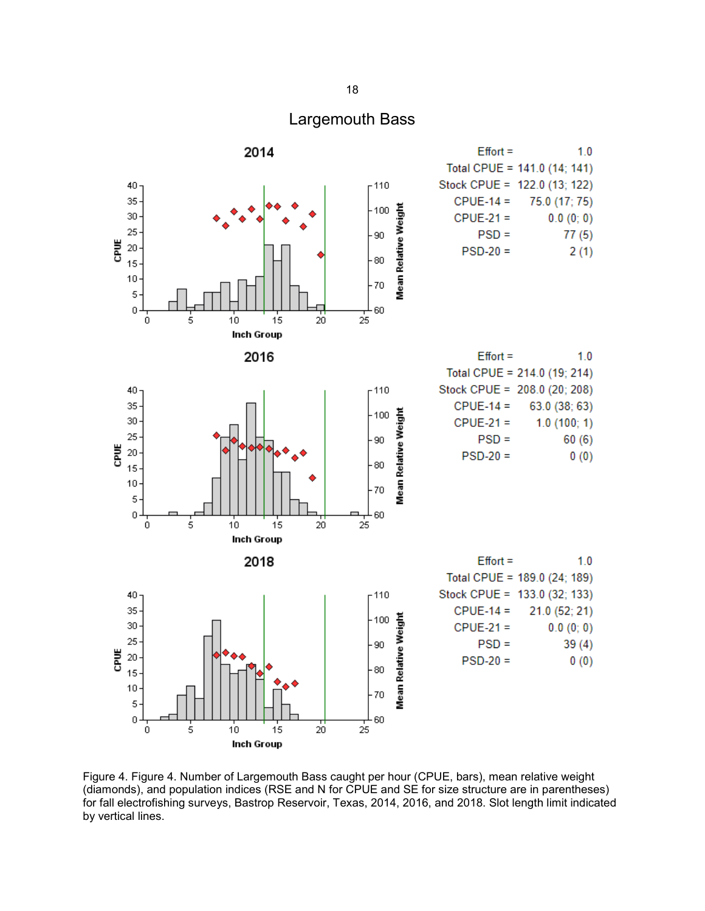# Largemouth Bass

## 2014

| | |
|---|---|
| Effort = | 1.0 |
| Total CPUE = | 141.0 (14; 141) |
| Stock CPUE = | 122.0 (13; 122) |
| CPUE-14 = | 75.0 (17; 75) |
| CPUE-21 = | 0.0 (0; 0) |
| PSD = | 77 (5) |
| PSD-20 = | 2 (1) |

## 2016

| | |
|---|---|
| Effort = | 1.0 |
| Total CPUE = | 214.0 (19; 214) |
| Stock CPUE = | 208.0 (20; 208) |
| CPUE-14 = | 63.0 (38; 63) |
| CPUE-21 = | 1.0 (100; 1) |
| PSD = | 60 (6) |
| PSD-20 = | 0 (0) |

## 2018

| | |
|---|---|
| Effort = | 1.0 |
| Total CPUE = | 189.0 (24; 189) |
| Stock CPUE = | 133.0 (32; 133) |
| CPUE-14 = | 21.0 (52; 21) |
| CPUE-21 = | 0.0 (0; 0) |
| PSD = | 39 (4) |
| PSD-20 = | 0 (0) |

Figure 4. Figure 4. Number of Largemouth Bass caught per hour (CPUE, bars), mean relative weight (diamonds), and population indices (RSE and N for CPUE and SE for size structure are in parentheses) for fall electrofishing surveys, Bastrop Reservoir, Texas, 2014, 2016, and 2018. Slot length limit indicated by vertical lines.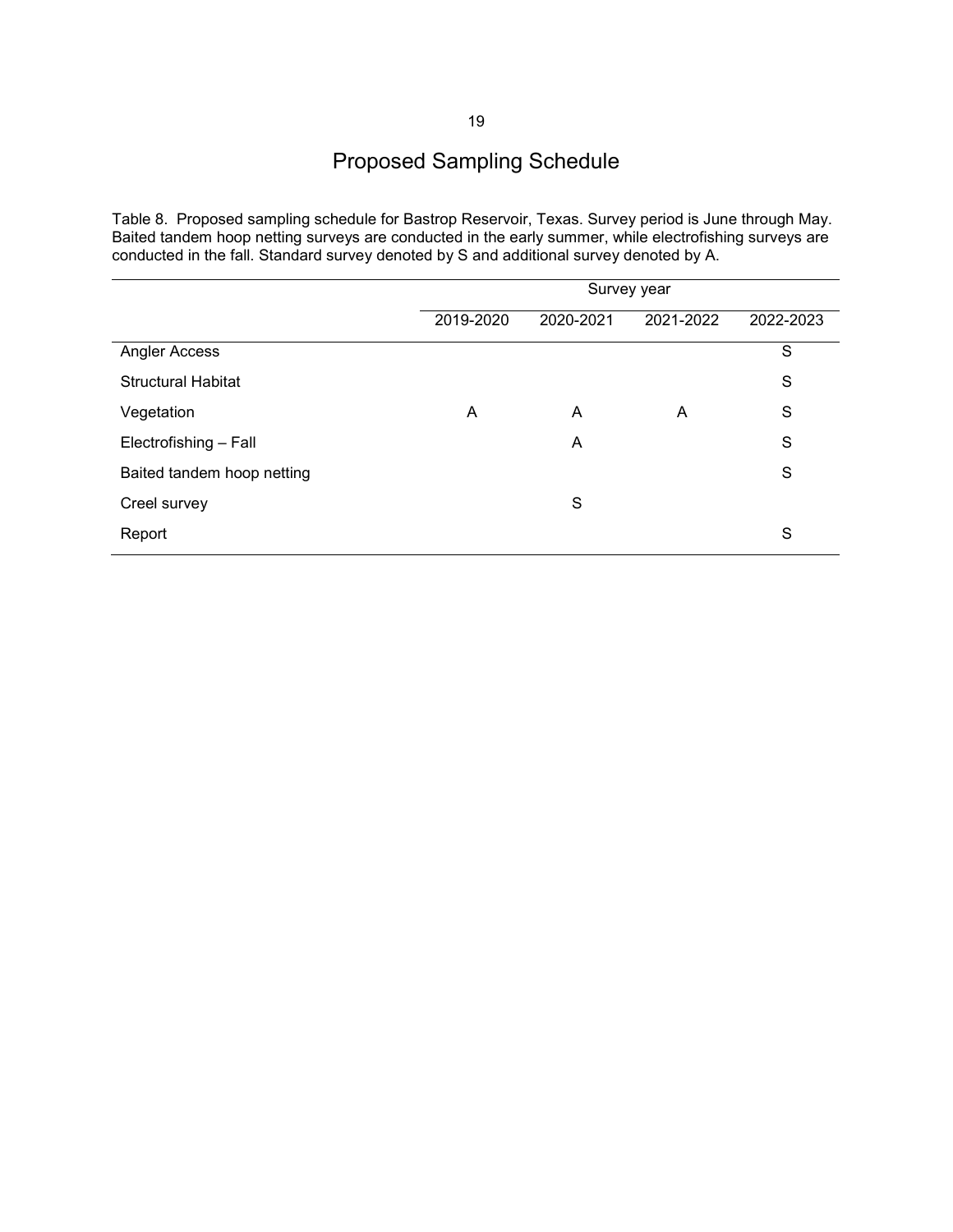# Proposed Sampling Schedule

Table 8. Proposed sampling schedule for Bastrop Reservoir, Texas. Survey period is June through May. Baited tandem hoop netting surveys are conducted in the early summer, while electrofishing surveys are conducted in the fall. Standard survey denoted by S and additional survey denoted by A.

| | Survey year | | | |
|---|---|---|---|---|
| | 2019-2020 | 2020-2021 | 2021-2022 | 2022-2023 |
| Angler Access | | | | S |
| Structural Habitat | | | | S |
| Vegetation | A | A | A | S |
| Electrofishing – Fall | | A | | S |
| Baited tandem hoop netting | | | | S |
| Creel survey | | S | | |
| Report | | | | S |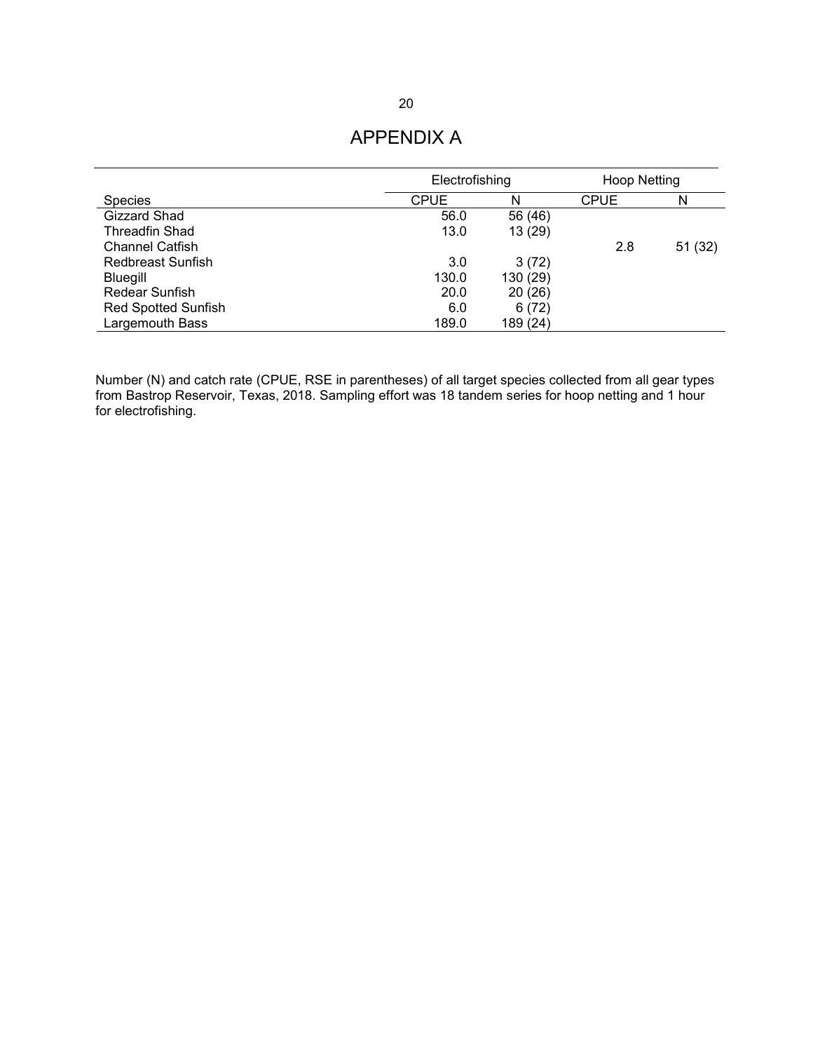# APPENDIX A

| | Electrofishing | | Hoop Netting | |
|---|---|---|---|---|
| Species | CPUE | N | CPUE | N |
| Gizzard Shad | 56.0 | 56 (46) | | |
| Threadfin Shad | 13.0 | 13 (29) | | |
| Channel Catfish | | | 2.8 | 51 (32) |
| Redbreast Sunfish | 3.0 | 3 (72) | | |
| Bluegill | 130.0 | 130 (29) | | |
| Redear Sunfish | 20.0 | 20 (26) | | |
| Red Spotted Sunfish | 6.0 | 6 (72) | | |
| Largemouth Bass | 189.0 | 189 (24) | | |

Number (N) and catch rate (CPUE, RSE in parentheses) of all target species collected from all gear types from Bastrop Reservoir, Texas, 2018. Sampling effort was 18 tandem series for hoop netting and 1 hour for electrofishing.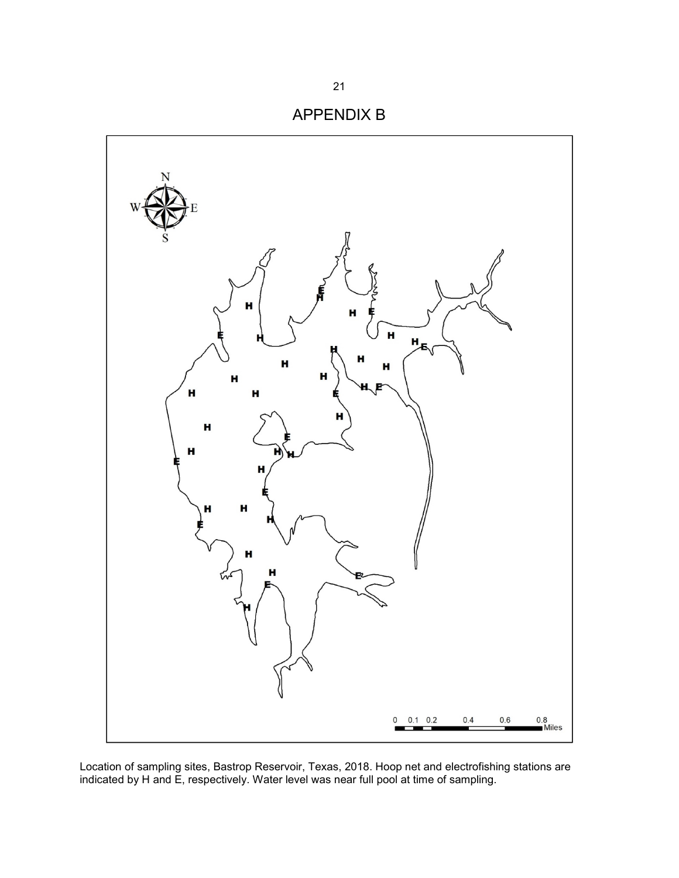# APPENDIX B

Location of sampling sites, Bastrop Reservoir, Texas, 2018. Hoop net and electrofishing stations are indicated by H and E, respectively. Water level was near full pool at time of sampling.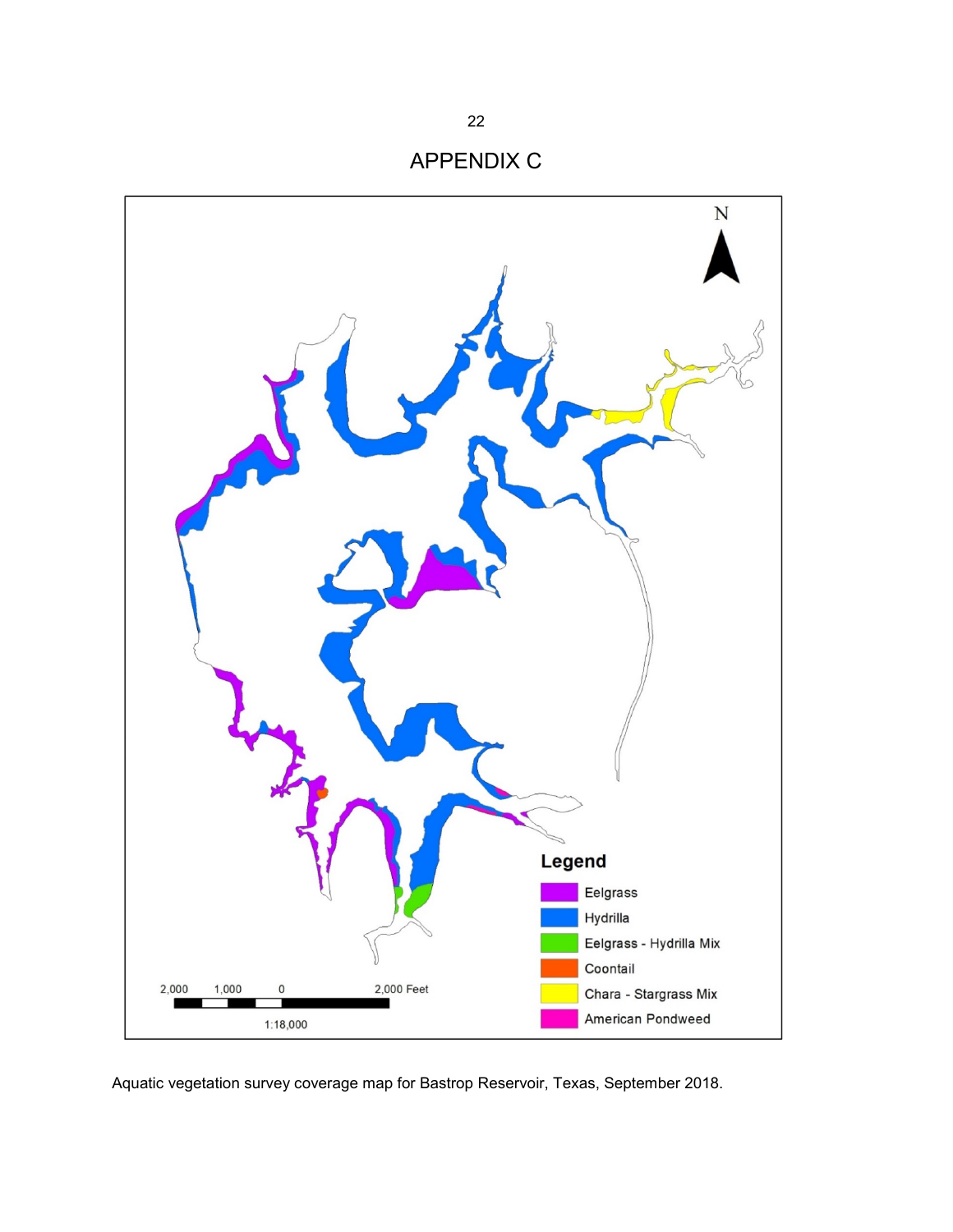# APPENDIX C

Legend

- Eelgrass
- Hydrilla
- Eelgrass - Hydrilla Mix
- Coontail
- Chara - Stargrass Mix
- American Pondweed

2,000 1,000 0 2,000 Feet

1:18,000

Aquatic vegetation survey coverage map for Bastrop Reservoir, Texas, September 2018.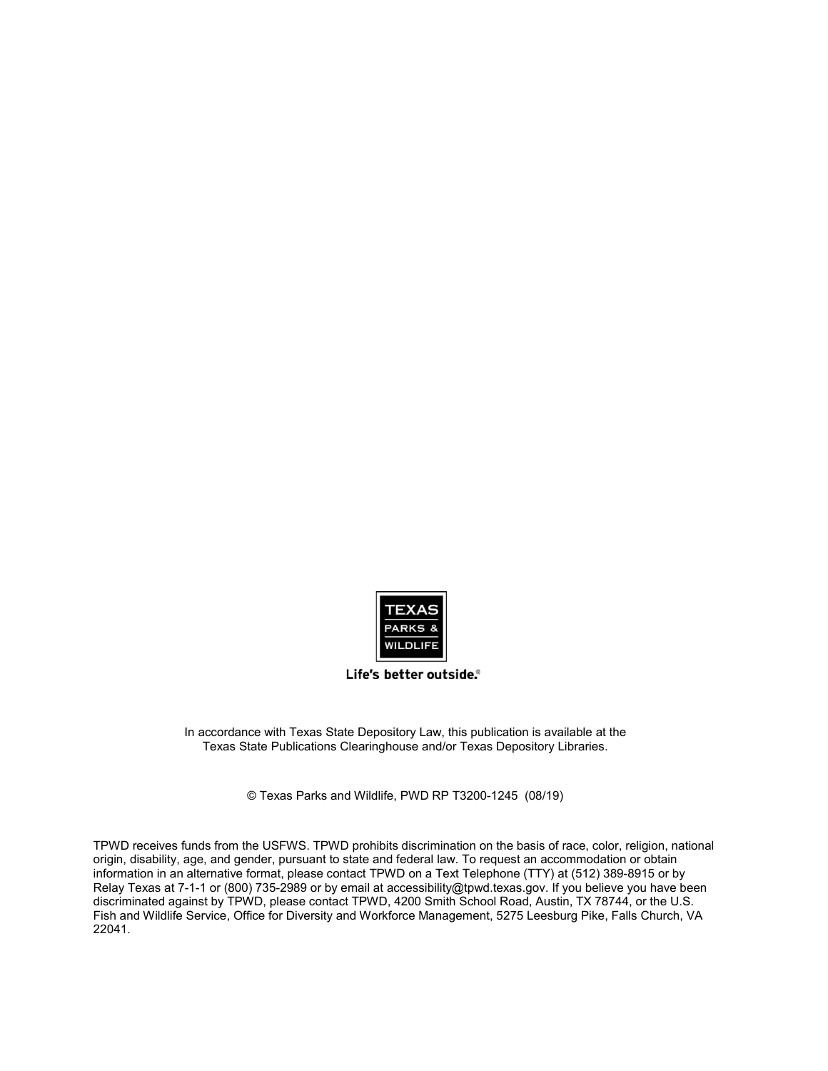TEXAS
PARKS &
WILDLIFE

Life's better outside.®

In accordance with Texas State Depository Law, this publication is available at the Texas State Publications Clearinghouse and/or Texas Depository Libraries.

© Texas Parks and Wildlife, PWD RP T3200-1245 (08/19)

TPWD receives funds from the USFWS. TPWD prohibits discrimination on the basis of race, color, religion, national origin, disability, age, and gender, pursuant to state and federal law. To request an accommodation or obtain information in an alternative format, please contact TPWD on a Text Telephone (TTY) at (512) 389-8915 or by Relay Texas at 7-1-1 or (800) 735-2989 or by email at accessibility@tpwd.texas.gov. If you believe you have been discriminated against by TPWD, please contact TPWD, 4200 Smith School Road, Austin, TX 78744, or the U.S. Fish and Wildlife Service, Office for Diversity and Workforce Management, 5275 Leesburg Pike, Falls Church, VA 22041.